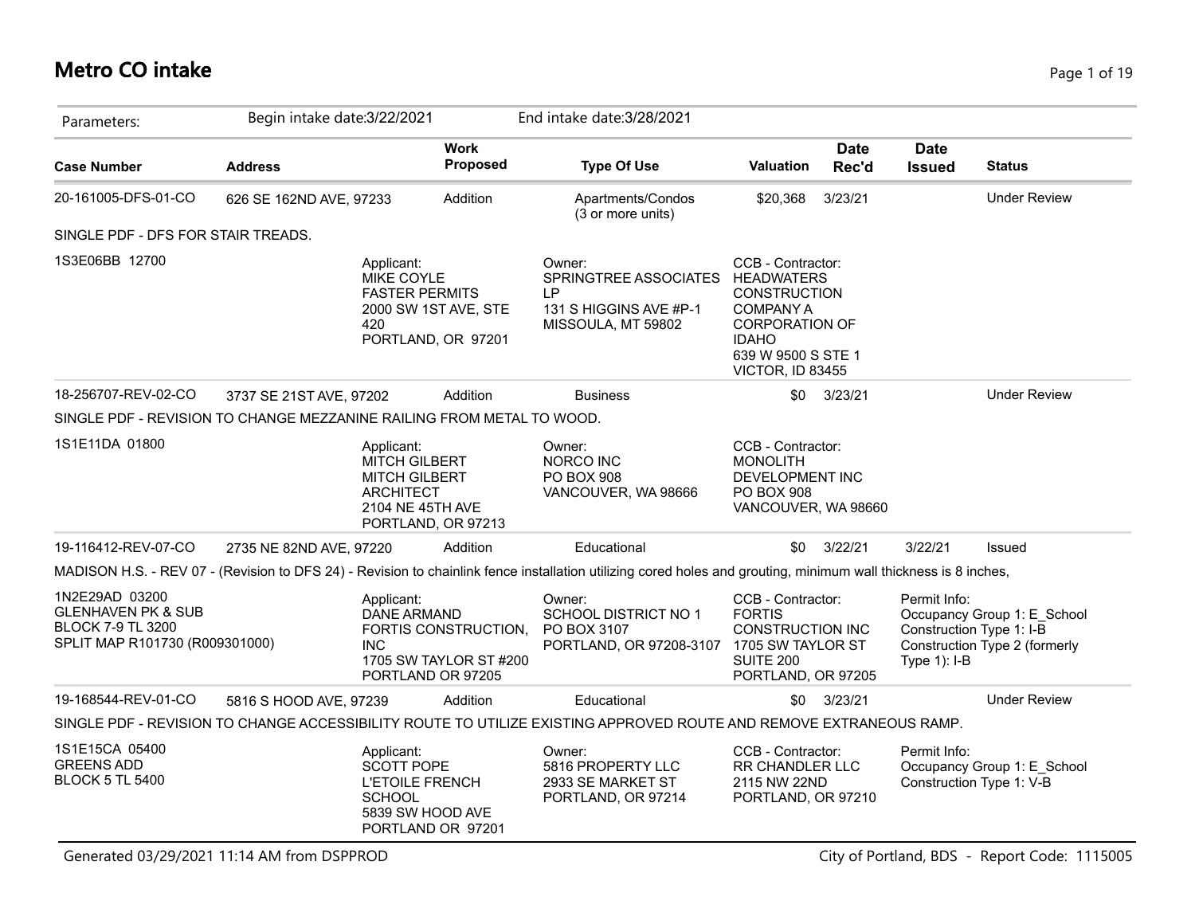# Metro CO intake

| Parameters: | Begin intake date:3/22/2021 | | End intake date:3/28/2021 | | | | |
|---|---|---|---|---|---|---|---|
| **Case Number** | **Address** | **Work Proposed** | **Type Of Use** | **Valuation** | **Date Rec'd** | **Date Issued** | **Status** |
| 20-161005-DFS-01-CO | 626 SE 162ND AVE, 97233 | Addition | Apartments/Condos (3 or more units) | $20,368 | 3/23/21 | | Under Review |
| SINGLE PDF - DFS FOR STAIR TREADS. | | | | | | | |
| 1S3E06BB 12700 | | Applicant: MIKE COYLE FASTER PERMITS 2000 SW 1ST AVE, STE 420 PORTLAND, OR 97201 | Owner: SPRINGTREE ASSOCIATES LP 131 S HIGGINS AVE #P-1 MISSOULA, MT 59802 | CCB - Contractor: HEADWATERS CONSTRUCTION COMPANY A CORPORATION OF IDAHO 639 W 9500 S STE 1 VICTOR, ID 83455 | | | |
| 18-256707-REV-02-CO | 3737 SE 21ST AVE, 97202 | Addition | Business | $0 | 3/23/21 | | Under Review |
| SINGLE PDF - REVISION TO CHANGE MEZZANINE RAILING FROM METAL TO WOOD. | | | | | | | |
| 1S1E11DA 01800 | | Applicant: MITCH GILBERT MITCH GILBERT ARCHITECT 2104 NE 45TH AVE PORTLAND, OR 97213 | Owner: NORCO INC PO BOX 908 VANCOUVER, WA 98666 | CCB - Contractor: MONOLITH DEVELOPMENT INC PO BOX 908 VANCOUVER, WA 98660 | | | |
| 19-116412-REV-07-CO | 2735 NE 82ND AVE, 97220 | Addition | Educational | $0 | 3/22/21 | 3/22/21 | Issued |
| MADISON H.S. - REV 07 - (Revision to DFS 24) - Revision to chainlink fence installation utilizing cored holes and grouting, minimum wall thickness is 8 inches, | | | | | | | |
| 1N2E29AD 03200 GLENHAVEN PK & SUB BLOCK 7-9 TL 3200 SPLIT MAP R101730 (R009301000) | | Applicant: DANE ARMAND FORTIS CONSTRUCTION, INC 1705 SW TAYLOR ST #200 PORTLAND OR 97205 | Owner: SCHOOL DISTRICT NO 1 PO BOX 3107 PORTLAND, OR 97208-3107 | CCB - Contractor: FORTIS CONSTRUCTION INC 1705 SW TAYLOR ST SUITE 200 PORTLAND, OR 97205 | | Permit Info: Occupancy Group 1: E_School Construction Type 1: I-B Construction Type 2 (formerly Type 1): I-B | |
| 19-168544-REV-01-CO | 5816 S HOOD AVE, 97239 | Addition | Educational | $0 | 3/23/21 | | Under Review |
| SINGLE PDF - REVISION TO CHANGE ACCESSIBILITY ROUTE TO UTILIZE EXISTING APPROVED ROUTE AND REMOVE EXTRANEOUS RAMP. | | | | | | | |
| 1S1E15CA 05400 GREENS ADD BLOCK 5 TL 5400 | | Applicant: SCOTT POPE L'ETOILE FRENCH SCHOOL 5839 SW HOOD AVE PORTLAND OR 97201 | Owner: 5816 PROPERTY LLC 2933 SE MARKET ST PORTLAND, OR 97214 | CCB - Contractor: RR CHANDLER LLC 2115 NW 22ND PORTLAND, OR 97210 | | Permit Info: Occupancy Group 1: E_School Construction Type 1: V-B | |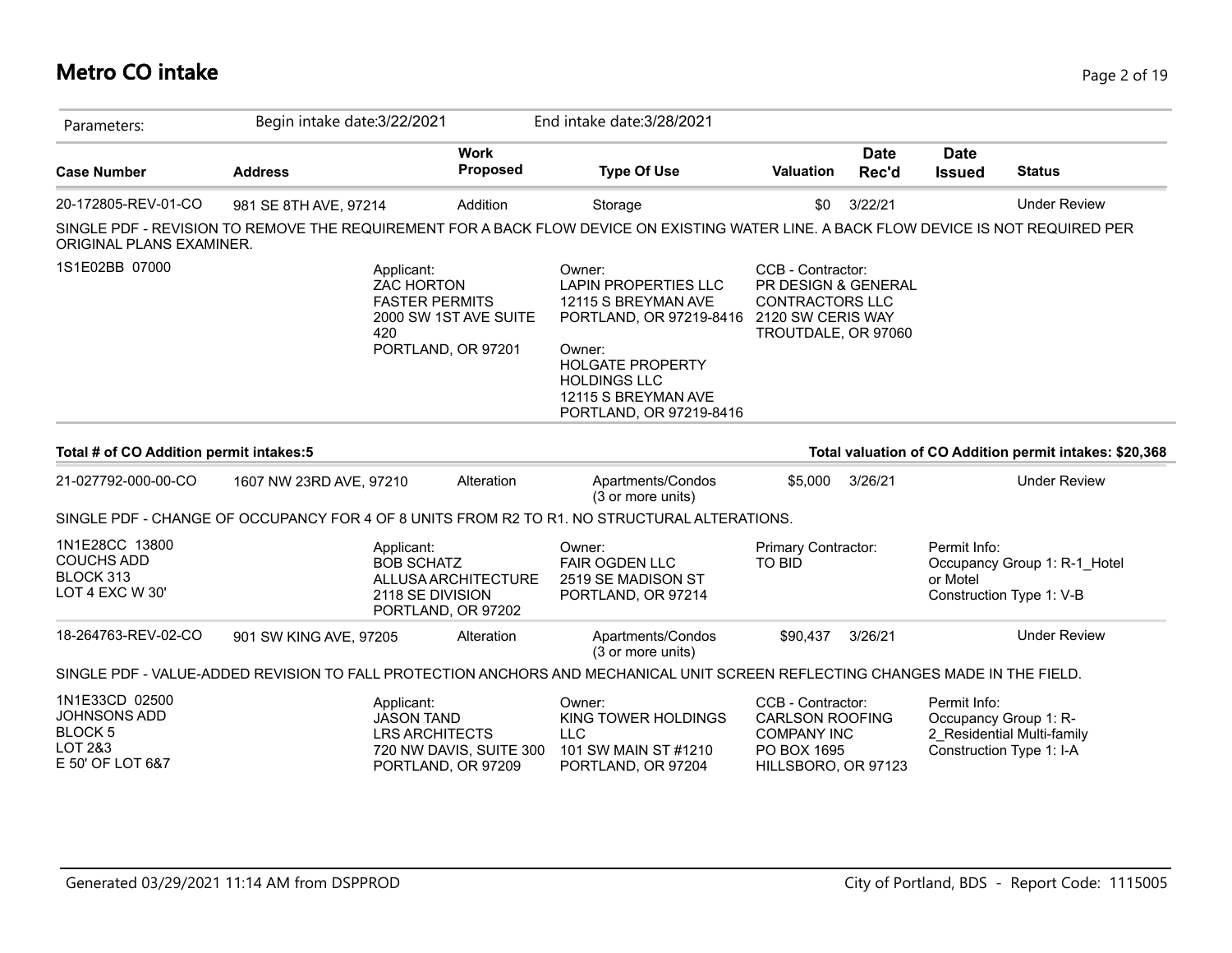# Metro CO intake

| Parameters: | Begin intake date:3/22/2021 | | End intake date:3/28/2021 | | | | |
|---|---|---|---|---|---|---|---|
| **Case Number** | **Address** | **Work Proposed** | **Type Of Use** | **Valuation** | **Date Rec'd** | **Date Issued** | **Status** |
| 20-172805-REV-01-CO | 981 SE 8TH AVE, 97214 | Addition | Storage | $0 | 3/22/21 | | Under Review |

SINGLE PDF - REVISION TO REMOVE THE REQUIREMENT FOR A BACK FLOW DEVICE ON EXISTING WATER LINE. A BACK FLOW DEVICE IS NOT REQUIRED PER ORIGINAL PLANS EXAMINER.

1S1E02BB 07000

Applicant:
ZAC HORTON
FASTER PERMITS
2000 SW 1ST AVE SUITE 420
PORTLAND, OR 97201

Owner:
LAPIN PROPERTIES LLC
12115 S BREYMAN AVE
PORTLAND, OR 97219-8416

Owner:
HOLGATE PROPERTY HOLDINGS LLC
12115 S BREYMAN AVE
PORTLAND, OR 97219-8416

CCB - Contractor:
PR DESIGN & GENERAL CONTRACTORS LLC
2120 SW CERIS WAY
TROUTDALE, OR 97060

**Total # of CO Addition permit intakes:5** | **Total valuation of CO Addition permit intakes: $20,368**

| Case Number | Address | Work Proposed | Type Of Use | Valuation | Date Rec'd | Date Issued | Status |
|---|---|---|---|---|---|---|---|
| 21-027792-000-00-CO | 1607 NW 23RD AVE, 97210 | Alteration | Apartments/Condos (3 or more units) | $5,000 | 3/26/21 | | Under Review |

SINGLE PDF - CHANGE OF OCCUPANCY FOR 4 OF 8 UNITS FROM R2 TO R1. NO STRUCTURAL ALTERATIONS.

1N1E28CC 13800
COUCHS ADD
BLOCK 313
LOT 4 EXC W 30'

Applicant:
BOB SCHATZ
ALLUSA ARCHITECTURE
2118 SE DIVISION
PORTLAND, OR 97202

Owner:
FAIR OGDEN LLC
2519 SE MADISON ST
PORTLAND, OR 97214

Primary Contractor:
TO BID

Permit Info:
Occupancy Group 1: R-1_Hotel or Motel
Construction Type 1: V-B

| Case Number | Address | Work Proposed | Type Of Use | Valuation | Date Rec'd | Date Issued | Status |
|---|---|---|---|---|---|---|---|
| 18-264763-REV-02-CO | 901 SW KING AVE, 97205 | Alteration | Apartments/Condos (3 or more units) | $90,437 | 3/26/21 | | Under Review |

SINGLE PDF - VALUE-ADDED REVISION TO FALL PROTECTION ANCHORS AND MECHANICAL UNIT SCREEN REFLECTING CHANGES MADE IN THE FIELD.

1N1E33CD 02500
JOHNSONS ADD
BLOCK 5
LOT 2&3
E 50' OF LOT 6&7

Applicant:
JASON TAND
LRS ARCHITECTS
720 NW DAVIS, SUITE 300
PORTLAND, OR 97209

Owner:
KING TOWER HOLDINGS LLC
101 SW MAIN ST #1210
PORTLAND, OR 97204

CCB - Contractor:
CARLSON ROOFING COMPANY INC
PO BOX 1695
HILLSBORO, OR 97123

Permit Info:
Occupancy Group 1: R-2_Residential Multi-family
Construction Type 1: I-A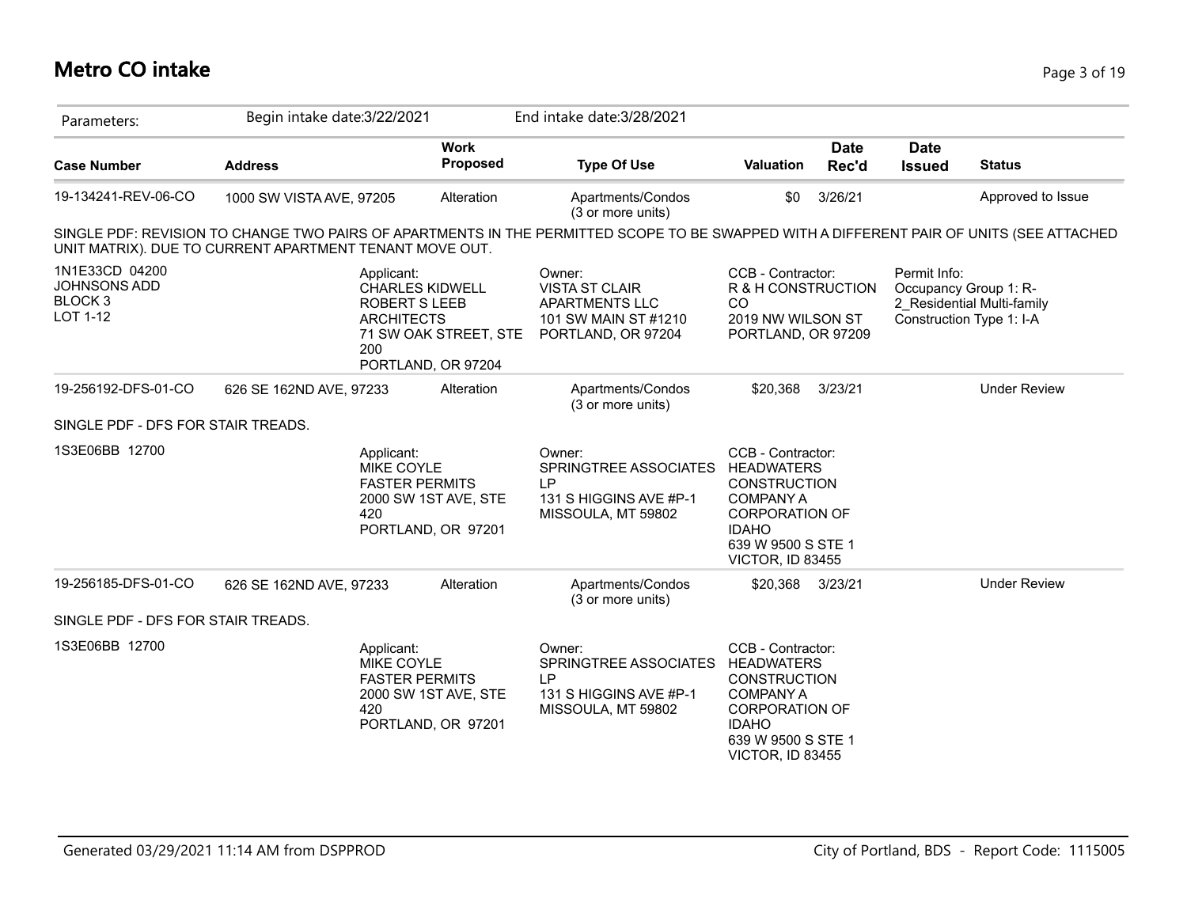# Metro CO intake

| Parameters: | Begin intake date:3/22/2021 | | End intake date:3/28/2021 | | | | |
|---|---|---|---|---|---|---|---|
| **Case Number** | **Address** | **Work Proposed** | **Type Of Use** | **Valuation** | **Date Rec'd** | **Date Issued** | **Status** |
| 19-134241-REV-06-CO | 1000 SW VISTA AVE, 97205 | Alteration | Apartments/Condos (3 or more units) | $0 | 3/26/21 | | Approved to Issue |

SINGLE PDF: REVISION TO CHANGE TWO PAIRS OF APARTMENTS IN THE PERMITTED SCOPE TO BE SWAPPED WITH A DIFFERENT PAIR OF UNITS (SEE ATTACHED UNIT MATRIX). DUE TO CURRENT APARTMENT TENANT MOVE OUT.

| | | | | |
|---|---|---|---|---|
| 1N1E33CD 04200<br>JOHNSONS ADD<br>BLOCK 3<br>LOT 1-12 | Applicant:<br>CHARLES KIDWELL<br>ROBERT S LEEB ARCHITECTS<br>71 SW OAK STREET, STE 200<br>PORTLAND, OR 97204 | Owner:<br>VISTA ST CLAIR APARTMENTS LLC<br>101 SW MAIN ST #1210<br>PORTLAND, OR 97204 | CCB - Contractor:<br>R & H CONSTRUCTION CO<br>2019 NW WILSON ST<br>PORTLAND, OR 97209 | Permit Info:<br>Occupancy Group 1: R-2_Residential Multi-family<br>Construction Type 1: I-A |

| **Case Number** | **Address** | **Work Proposed** | **Type Of Use** | **Valuation** | **Date Rec'd** | **Date Issued** | **Status** |
|---|---|---|---|---|---|---|---|
| 19-256192-DFS-01-CO | 626 SE 162ND AVE, 97233 | Alteration | Apartments/Condos (3 or more units) | $20,368 | 3/23/21 | | Under Review |

SINGLE PDF - DFS FOR STAIR TREADS.

| | | | |
|---|---|---|---|
| 1S3E06BB 12700 | Applicant:<br>MIKE COYLE<br>FASTER PERMITS<br>2000 SW 1ST AVE, STE 420<br>PORTLAND, OR 97201 | Owner:<br>SPRINGTREE ASSOCIATES LP<br>131 S HIGGINS AVE #P-1<br>MISSOULA, MT 59802 | CCB - Contractor:<br>HEADWATERS CONSTRUCTION COMPANY A CORPORATION OF IDAHO<br>639 W 9500 S STE 1<br>VICTOR, ID 83455 |

| **Case Number** | **Address** | **Work Proposed** | **Type Of Use** | **Valuation** | **Date Rec'd** | **Date Issued** | **Status** |
|---|---|---|---|---|---|---|---|
| 19-256185-DFS-01-CO | 626 SE 162ND AVE, 97233 | Alteration | Apartments/Condos (3 or more units) | $20,368 | 3/23/21 | | Under Review |

SINGLE PDF - DFS FOR STAIR TREADS.

| | | | |
|---|---|---|---|
| 1S3E06BB 12700 | Applicant:<br>MIKE COYLE<br>FASTER PERMITS<br>2000 SW 1ST AVE, STE 420<br>PORTLAND, OR 97201 | Owner:<br>SPRINGTREE ASSOCIATES LP<br>131 S HIGGINS AVE #P-1<br>MISSOULA, MT 59802 | CCB - Contractor:<br>HEADWATERS CONSTRUCTION COMPANY A CORPORATION OF IDAHO<br>639 W 9500 S STE 1<br>VICTOR, ID 83455 |

Generated 03/29/2021 11:14 AM from DSPPROD City of Portland, BDS - Report Code: 1115005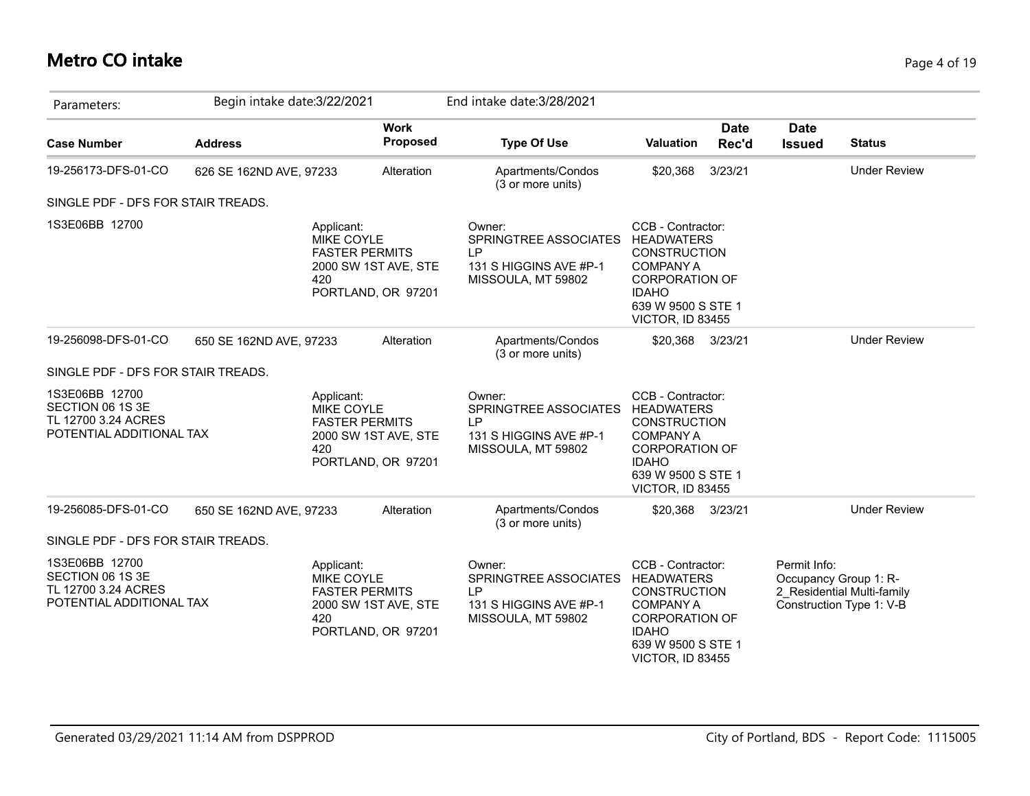# Metro CO intake

Parameters: Begin intake date:3/22/2021 End intake date:3/28/2021

| Case Number | Address | Work Proposed | Type Of Use | Valuation | Date Rec'd | Date Issued | Status |
|---|---|---|---|---|---|---|---|
| 19-256173-DFS-01-CO | 626 SE 162ND AVE, 97233 | Alteration | Apartments/Condos (3 or more units) | $20,368 | 3/23/21 | | Under Review |

SINGLE PDF - DFS FOR STAIR TREADS.

1S3E06BB 12700

Applicant:
MIKE COYLE
FASTER PERMITS
2000 SW 1ST AVE, STE 420
PORTLAND, OR 97201

Owner:
SPRINGTREE ASSOCIATES LP
131 S HIGGINS AVE #P-1
MISSOULA, MT 59802

CCB - Contractor:
HEADWATERS CONSTRUCTION COMPANY A CORPORATION OF IDAHO
639 W 9500 S STE 1
VICTOR, ID 83455

| Case Number | Address | Work Proposed | Type Of Use | Valuation | Date Rec'd | Date Issued | Status |
|---|---|---|---|---|---|---|---|
| 19-256098-DFS-01-CO | 650 SE 162ND AVE, 97233 | Alteration | Apartments/Condos (3 or more units) | $20,368 | 3/23/21 | | Under Review |

SINGLE PDF - DFS FOR STAIR TREADS.

1S3E06BB 12700
SECTION 06 1S 3E
TL 12700 3.24 ACRES
POTENTIAL ADDITIONAL TAX

Applicant:
MIKE COYLE
FASTER PERMITS
2000 SW 1ST AVE, STE 420
PORTLAND, OR 97201

Owner:
SPRINGTREE ASSOCIATES LP
131 S HIGGINS AVE #P-1
MISSOULA, MT 59802

CCB - Contractor:
HEADWATERS CONSTRUCTION COMPANY A CORPORATION OF IDAHO
639 W 9500 S STE 1
VICTOR, ID 83455

| Case Number | Address | Work Proposed | Type Of Use | Valuation | Date Rec'd | Date Issued | Status |
|---|---|---|---|---|---|---|---|
| 19-256085-DFS-01-CO | 650 SE 162ND AVE, 97233 | Alteration | Apartments/Condos (3 or more units) | $20,368 | 3/23/21 | | Under Review |

SINGLE PDF - DFS FOR STAIR TREADS.

1S3E06BB 12700
SECTION 06 1S 3E
TL 12700 3.24 ACRES
POTENTIAL ADDITIONAL TAX

Applicant:
MIKE COYLE
FASTER PERMITS
2000 SW 1ST AVE, STE 420
PORTLAND, OR 97201

Owner:
SPRINGTREE ASSOCIATES LP
131 S HIGGINS AVE #P-1
MISSOULA, MT 59802

CCB - Contractor:
HEADWATERS CONSTRUCTION COMPANY A CORPORATION OF IDAHO
639 W 9500 S STE 1
VICTOR, ID 83455

Permit Info:
Occupancy Group 1: R-2_Residential Multi-family
Construction Type 1: V-B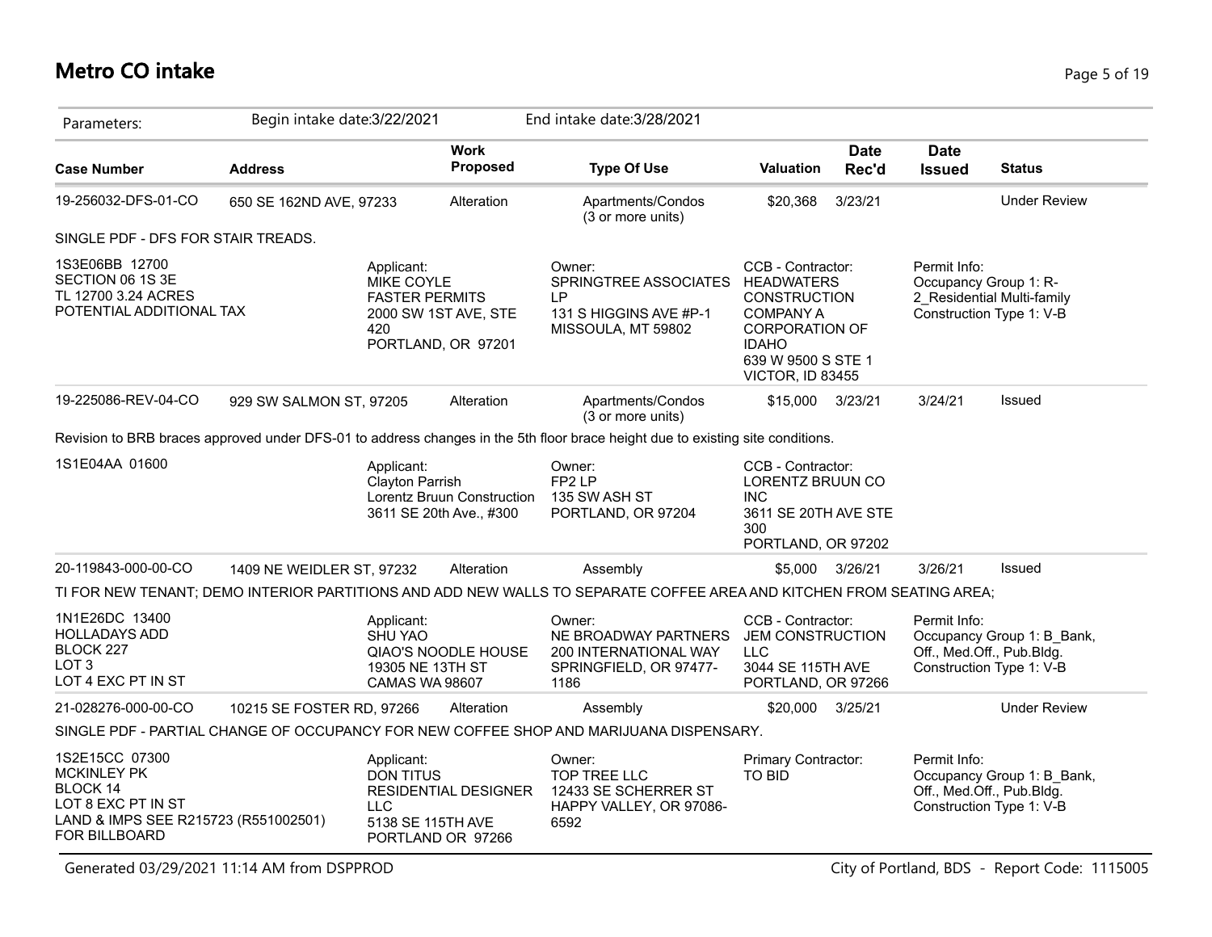# Metro CO intake

Parameters: Begin intake date:3/22/2021 End intake date:3/28/2021

| Case Number | Address | Work Proposed | Type Of Use | Valuation | Date Rec'd | Date Issued | Status |
|---|---|---|---|---|---|---|---|
| 19-256032-DFS-01-CO | 650 SE 162ND AVE, 97233 | Alteration | Apartments/Condos (3 or more units) | $20,368 | 3/23/21 | | Under Review |

SINGLE PDF - DFS FOR STAIR TREADS.

1S3E06BB 12700
SECTION 06 1S 3E
TL 12700 3.24 ACRES
POTENTIAL ADDITIONAL TAX

Applicant:
MIKE COYLE
FASTER PERMITS
2000 SW 1ST AVE, STE 420
PORTLAND, OR 97201

Owner:
SPRINGTREE ASSOCIATES LP
131 S HIGGINS AVE #P-1
MISSOULA, MT 59802

CCB - Contractor:
HEADWATERS CONSTRUCTION COMPANY A CORPORATION OF IDAHO
639 W 9500 S STE 1
VICTOR, ID 83455

Permit Info:
Occupancy Group 1: R-2_Residential Multi-family
Construction Type 1: V-B

| Case Number | Address | Work Proposed | Type Of Use | Valuation | Date Rec'd | Date Issued | Status |
|---|---|---|---|---|---|---|---|
| 19-225086-REV-04-CO | 929 SW SALMON ST, 97205 | Alteration | Apartments/Condos (3 or more units) | $15,000 | 3/23/21 | 3/24/21 | Issued |

Revision to BRB braces approved under DFS-01 to address changes in the 5th floor brace height due to existing site conditions.

1S1E04AA 01600

Applicant:
Clayton Parrish
Lorentz Bruun Construction
3611 SE 20th Ave., #300

Owner:
FP2 LP
135 SW ASH ST
PORTLAND, OR 97204

CCB - Contractor:
LORENTZ BRUUN CO INC
3611 SE 20TH AVE STE 300
PORTLAND, OR 97202

| Case Number | Address | Work Proposed | Type Of Use | Valuation | Date Rec'd | Date Issued | Status |
|---|---|---|---|---|---|---|---|
| 20-119843-000-00-CO | 1409 NE WEIDLER ST, 97232 | Alteration | Assembly | $5,000 | 3/26/21 | 3/26/21 | Issued |

TI FOR NEW TENANT; DEMO INTERIOR PARTITIONS AND ADD NEW WALLS TO SEPARATE COFFEE AREA AND KITCHEN FROM SEATING AREA;

1N1E26DC 13400
HOLLADAYS ADD
BLOCK 227
LOT 3
LOT 4 EXC PT IN ST

Applicant:
SHU YAO
QIAO'S NOODLE HOUSE
19305 NE 13TH ST
CAMAS WA 98607

Owner:
NE BROADWAY PARTNERS
200 INTERNATIONAL WAY
SPRINGFIELD, OR 97477-1186

CCB - Contractor:
JEM CONSTRUCTION LLC
3044 SE 115TH AVE
PORTLAND, OR 97266

Permit Info:
Occupancy Group 1: B_Bank, Off., Med.Off., Pub.Bldg.
Construction Type 1: V-B

| Case Number | Address | Work Proposed | Type Of Use | Valuation | Date Rec'd | Date Issued | Status |
|---|---|---|---|---|---|---|---|
| 21-028276-000-00-CO | 10215 SE FOSTER RD, 97266 | Alteration | Assembly | $20,000 | 3/25/21 | | Under Review |

SINGLE PDF - PARTIAL CHANGE OF OCCUPANCY FOR NEW COFFEE SHOP AND MARIJUANA DISPENSARY.

1S2E15CC 07300
MCKINLEY PK
BLOCK 14
LOT 8 EXC PT IN ST
LAND & IMPS SEE R215723 (R551002501) FOR BILLBOARD

Applicant:
DON TITUS
RESIDENTIAL DESIGNER LLC
5138 SE 115TH AVE
PORTLAND OR 97266

Owner:
TOP TREE LLC
12433 SE SCHERRER ST
HAPPY VALLEY, OR 97086-6592

Primary Contractor:
TO BID

Permit Info:
Occupancy Group 1: B_Bank, Off., Med.Off., Pub.Bldg.
Construction Type 1: V-B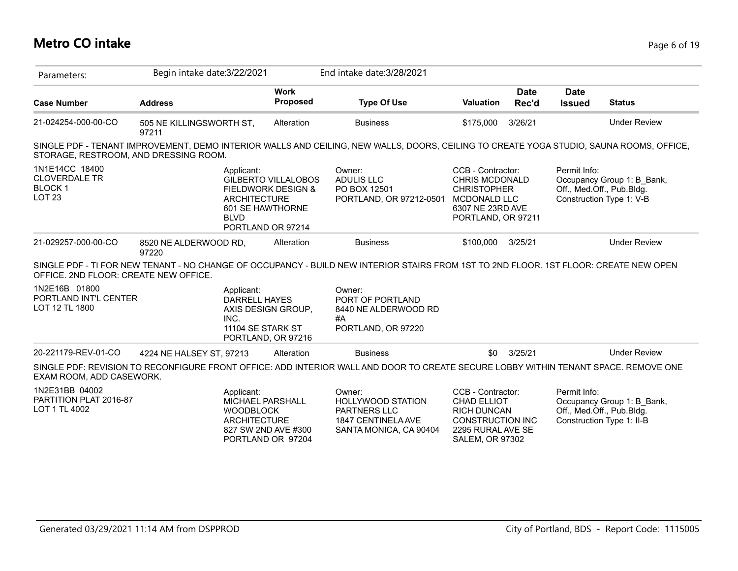# Metro CO intake

Parameters: Begin intake date:3/22/2021 End intake date:3/28/2021

| Case Number | Address | Work Proposed | Type Of Use | Valuation | Date Rec'd | Date Issued | Status |
|---|---|---|---|---|---|---|---|
| 21-024254-000-00-CO | 505 NE KILLINGSWORTH ST, 97211 | Alteration | Business | $175,000 | 3/26/21 | | Under Review |

SINGLE PDF - TENANT IMPROVEMENT, DEMO INTERIOR WALLS AND CEILING, NEW WALLS, DOORS, CEILING TO CREATE YOGA STUDIO, SAUNA ROOMS, OFFICE, STORAGE, RESTROOM, AND DRESSING ROOM.

1N1E14CC 18400
CLOVERDALE TR
BLOCK 1
LOT 23

Applicant:
GILBERTO VILLALOBOS
FIELDWORK DESIGN & ARCHITECTURE
601 SE HAWTHORNE BLVD
PORTLAND OR 97214

Owner:
ADULIS LLC
PO BOX 12501
PORTLAND, OR 97212-0501

CCB - Contractor:
CHRIS MCDONALD
CHRISTOPHER MCDONALD LLC
6307 NE 23RD AVE
PORTLAND, OR 97211

Permit Info:
Occupancy Group 1: B_Bank, Off., Med.Off., Pub.Bldg.
Construction Type 1: V-B

| Case Number | Address | Work Proposed | Type Of Use | Valuation | Date Rec'd | Date Issued | Status |
|---|---|---|---|---|---|---|---|
| 21-029257-000-00-CO | 8520 NE ALDERWOOD RD, 97220 | Alteration | Business | $100,000 | 3/25/21 | | Under Review |

SINGLE PDF - TI FOR NEW TENANT - NO CHANGE OF OCCUPANCY - BUILD NEW INTERIOR STAIRS FROM 1ST TO 2ND FLOOR. 1ST FLOOR: CREATE NEW OPEN OFFICE. 2ND FLOOR: CREATE NEW OFFICE.

1N2E16B 01800
PORTLAND INT'L CENTER
LOT 12 TL 1800

Applicant:
DARRELL HAYES
AXIS DESIGN GROUP, INC.
11104 SE STARK ST
PORTLAND, OR 97216

Owner:
PORT OF PORTLAND
8440 NE ALDERWOOD RD #A
PORTLAND, OR 97220

| Case Number | Address | Work Proposed | Type Of Use | Valuation | Date Rec'd | Date Issued | Status |
|---|---|---|---|---|---|---|---|
| 20-221179-REV-01-CO | 4224 NE HALSEY ST, 97213 | Alteration | Business | $0 | 3/25/21 | | Under Review |

SINGLE PDF: REVISION TO RECONFIGURE FRONT OFFICE: ADD INTERIOR WALL AND DOOR TO CREATE SECURE LOBBY WITHIN TENANT SPACE. REMOVE ONE EXAM ROOM, ADD CASEWORK.

1N2E31BB 04002
PARTITION PLAT 2016-87
LOT 1 TL 4002

Applicant:
MICHAEL PARSHALL
WOODBLOCK ARCHITECTURE
827 SW 2ND AVE #300
PORTLAND OR 97204

Owner:
HOLLYWOOD STATION PARTNERS LLC
1847 CENTINELA AVE
SANTA MONICA, CA 90404

CCB - Contractor:
CHAD ELLIOT
RICH DUNCAN CONSTRUCTION INC
2295 RURAL AVE SE
SALEM, OR 97302

Permit Info:
Occupancy Group 1: B_Bank, Off., Med.Off., Pub.Bldg.
Construction Type 1: II-B

Generated 03/29/2021 11:14 AM from DSPPROD — City of Portland, BDS - Report Code: 1115005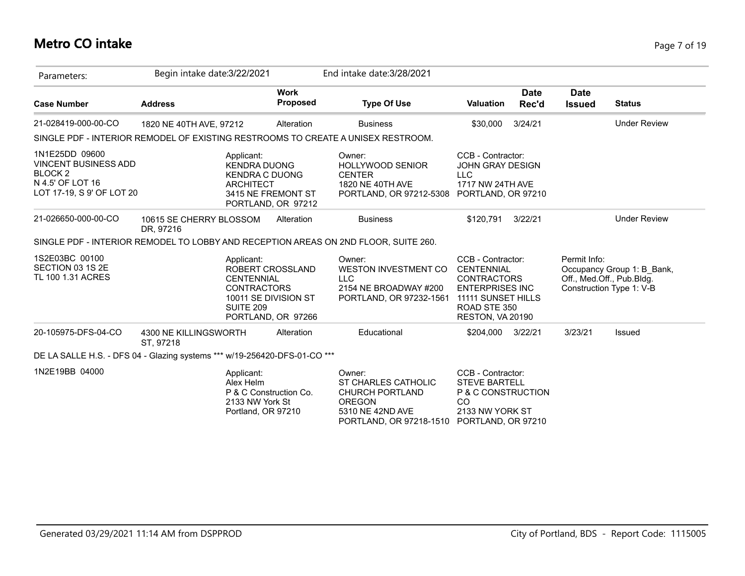# Metro CO intake

Parameters: Begin intake date:3/22/2021 End intake date:3/28/2021

| Case Number | Address | Work Proposed | Type Of Use | Valuation | Date Rec'd | Date Issued | Status |
|---|---|---|---|---|---|---|---|
| 21-028419-000-00-CO | 1820 NE 40TH AVE, 97212 | Alteration | Business | $30,000 | 3/24/21 | | Under Review |

SINGLE PDF - INTERIOR REMODEL OF EXISTING RESTROOMS TO CREATE A UNISEX RESTROOM.

1N1E25DD 09600
VINCENT BUSINESS ADD
BLOCK 2
N 4.5' OF LOT 16
LOT 17-19, S 9' OF LOT 20

Applicant:
KENDRA DUONG
KENDRA C DUONG
ARCHITECT
3415 NE FREMONT ST
PORTLAND, OR 97212

Owner:
HOLLYWOOD SENIOR
CENTER
1820 NE 40TH AVE
PORTLAND, OR 97212-5308

CCB - Contractor:
JOHN GRAY DESIGN
LLC
1717 NW 24TH AVE
PORTLAND, OR 97210

| Case Number | Address | Work Proposed | Type Of Use | Valuation | Date Rec'd | Date Issued | Status |
|---|---|---|---|---|---|---|---|
| 21-026650-000-00-CO | 10615 SE CHERRY BLOSSOM DR, 97216 | Alteration | Business | $120,791 | 3/22/21 | | Under Review |

SINGLE PDF - INTERIOR REMODEL TO LOBBY AND RECEPTION AREAS ON 2ND FLOOR, SUITE 260.

1S2E03BC 00100
SECTION 03 1S 2E
TL 100 1.31 ACRES

Applicant:
ROBERT CROSSLAND
CENTENNIAL
CONTRACTORS
10011 SE DIVISION ST
SUITE 209
PORTLAND, OR 97266

Owner:
WESTON INVESTMENT CO
LLC
2154 NE BROADWAY #200
PORTLAND, OR 97232-1561

CCB - Contractor:
CENTENNIAL
CONTRACTORS
ENTERPRISES INC
11111 SUNSET HILLS
ROAD STE 350
RESTON, VA 20190

Permit Info:
Occupancy Group 1: B_Bank, Off., Med.Off., Pub.Bldg.
Construction Type 1: V-B

| Case Number | Address | Work Proposed | Type Of Use | Valuation | Date Rec'd | Date Issued | Status |
|---|---|---|---|---|---|---|---|
| 20-105975-DFS-04-CO | 4300 NE KILLINGSWORTH ST, 97218 | Alteration | Educational | $204,000 | 3/22/21 | 3/23/21 | Issued |

DE LA SALLE H.S. - DFS 04 - Glazing systems *** w/19-256420-DFS-01-CO ***

1N2E19BB 04000

Applicant:
Alex Helm
P & C Construction Co.
2133 NW York St
Portland, OR 97210

Owner:
ST CHARLES CATHOLIC
CHURCH PORTLAND
OREGON
5310 NE 42ND AVE
PORTLAND, OR 97218-1510

CCB - Contractor:
STEVE BARTELL
P & C CONSTRUCTION
CO
2133 NW YORK ST
PORTLAND, OR 97210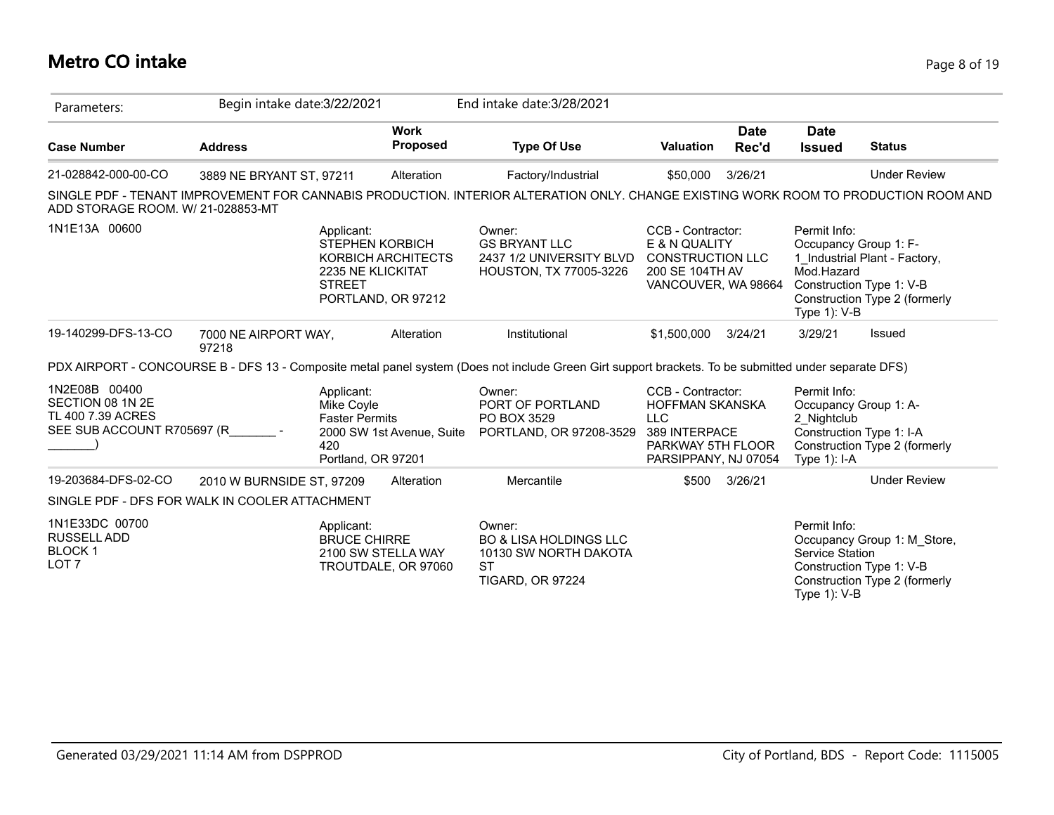# Metro CO intake

Parameters: Begin intake date:3/22/2021 End intake date:3/28/2021

| Case Number | Address | Work Proposed | Type Of Use | Valuation | Date Rec'd | Date Issued | Status |
|---|---|---|---|---|---|---|---|
| 21-028842-000-00-CO | 3889 NE BRYANT ST, 97211 | Alteration | Factory/Industrial | $50,000 | 3/26/21 | | Under Review |

SINGLE PDF - TENANT IMPROVEMENT FOR CANNABIS PRODUCTION. INTERIOR ALTERATION ONLY. CHANGE EXISTING WORK ROOM TO PRODUCTION ROOM AND ADD STORAGE ROOM. W/ 21-028853-MT

1N1E13A 00600

Applicant:
STEPHEN KORBICH
KORBICH ARCHITECTS
2235 NE KLICKITAT STREET
PORTLAND, OR 97212

Owner:
GS BRYANT LLC
2437 1/2 UNIVERSITY BLVD
HOUSTON, TX 77005-3226

CCB - Contractor:
E & N QUALITY CONSTRUCTION LLC
200 SE 104TH AV
VANCOUVER, WA 98664

Permit Info:
Occupancy Group 1: F-1_Industrial Plant - Factory, Mod.Hazard
Construction Type 1: V-B
Construction Type 2 (formerly Type 1): V-B

| Case Number | Address | Work Proposed | Type Of Use | Valuation | Date Rec'd | Date Issued | Status |
|---|---|---|---|---|---|---|---|
| 19-140299-DFS-13-CO | 7000 NE AIRPORT WAY, 97218 | Alteration | Institutional | $1,500,000 | 3/24/21 | 3/29/21 | Issued |

PDX AIRPORT - CONCOURSE B - DFS 13 - Composite metal panel system (Does not include Green Girt support brackets. To be submitted under separate DFS)

1N2E08B 00400
SECTION 08 1N 2E
TL 400 7.39 ACRES
SEE SUB ACCOUNT R705697 (R_______ - _______)

Applicant:
Mike Coyle
Faster Permits
2000 SW 1st Avenue, Suite 420
Portland, OR 97201

Owner:
PORT OF PORTLAND
PO BOX 3529
PORTLAND, OR 97208-3529

CCB - Contractor:
HOFFMAN SKANSKA LLC
389 INTERPACE PARKWAY 5TH FLOOR
PARSIPPANY, NJ 07054

Permit Info:
Occupancy Group 1: A-2_Nightclub
Construction Type 1: I-A
Construction Type 2 (formerly Type 1): I-A

| Case Number | Address | Work Proposed | Type Of Use | Valuation | Date Rec'd | Date Issued | Status |
|---|---|---|---|---|---|---|---|
| 19-203684-DFS-02-CO | 2010 W BURNSIDE ST, 97209 | Alteration | Mercantile | $500 | 3/26/21 | | Under Review |

SINGLE PDF - DFS FOR WALK IN COOLER ATTACHMENT

1N1E33DC 00700
RUSSELL ADD
BLOCK 1
LOT 7

Applicant:
BRUCE CHIRRE
2100 SW STELLA WAY
TROUTDALE, OR 97060

Owner:
BO & LISA HOLDINGS LLC
10130 SW NORTH DAKOTA ST
TIGARD, OR 97224

Permit Info:
Occupancy Group 1: M_Store, Service Station
Construction Type 1: V-B
Construction Type 2 (formerly Type 1): V-B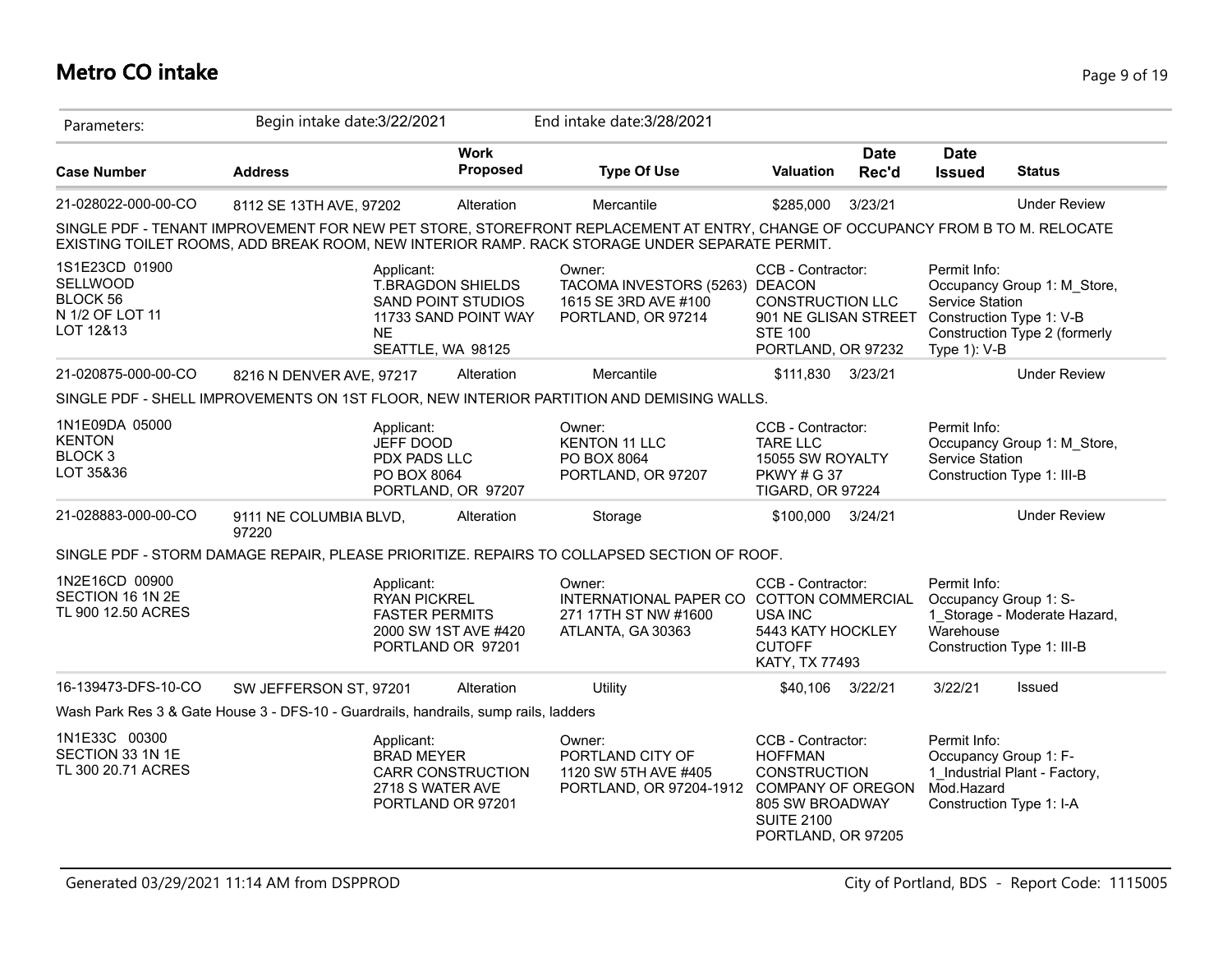# Metro CO intake

| Parameters: | Begin intake date:3/22/2021 | | End intake date:3/28/2021 | | | | |
|---|---|---|---|---|---|---|---|
| **Case Number** | **Address** | **Work Proposed** | **Type Of Use** | **Valuation** | **Date Rec'd** | **Date Issued** | **Status** |
| 21-028022-000-00-CO | 8112 SE 13TH AVE, 97202 | Alteration | Mercantile | $285,000 | 3/23/21 | | Under Review |

SINGLE PDF - TENANT IMPROVEMENT FOR NEW PET STORE, STOREFRONT REPLACEMENT AT ENTRY, CHANGE OF OCCUPANCY FROM B TO M. RELOCATE EXISTING TOILET ROOMS, ADD BREAK ROOM, NEW INTERIOR RAMP. RACK STORAGE UNDER SEPARATE PERMIT.

1S1E23CD 01900
SELLWOOD
BLOCK 56
N 1/2 OF LOT 11
LOT 12&13

Applicant:
T.BRAGDON SHIELDS
SAND POINT STUDIOS
11733 SAND POINT WAY NE
SEATTLE, WA 98125

Owner:
TACOMA INVESTORS (5263)
1615 SE 3RD AVE #100
PORTLAND, OR 97214

CCB - Contractor:
DEACON CONSTRUCTION LLC
901 NE GLISAN STREET STE 100
PORTLAND, OR 97232

Permit Info:
Occupancy Group 1: M_Store, Service Station
Construction Type 1: V-B
Construction Type 2 (formerly Type 1): V-B

| Case Number | Address | Work Proposed | Type Of Use | Valuation | Date Rec'd | Date Issued | Status |
|---|---|---|---|---|---|---|---|
| 21-020875-000-00-CO | 8216 N DENVER AVE, 97217 | Alteration | Mercantile | $111,830 | 3/23/21 | | Under Review |

SINGLE PDF - SHELL IMPROVEMENTS ON 1ST FLOOR, NEW INTERIOR PARTITION AND DEMISING WALLS.

1N1E09DA 05000
KENTON
BLOCK 3
LOT 35&36

Applicant:
JEFF DOOD
PDX PADS LLC
PO BOX 8064
PORTLAND, OR 97207

Owner:
KENTON 11 LLC
PO BOX 8064
PORTLAND, OR 97207

CCB - Contractor:
TARE LLC
15055 SW ROYALTY PKWY # G 37
TIGARD, OR 97224

Permit Info:
Occupancy Group 1: M_Store, Service Station
Construction Type 1: III-B

| Case Number | Address | Work Proposed | Type Of Use | Valuation | Date Rec'd | Date Issued | Status |
|---|---|---|---|---|---|---|---|
| 21-028883-000-00-CO | 9111 NE COLUMBIA BLVD, 97220 | Alteration | Storage | $100,000 | 3/24/21 | | Under Review |

SINGLE PDF - STORM DAMAGE REPAIR, PLEASE PRIORITIZE. REPAIRS TO COLLAPSED SECTION OF ROOF.

1N2E16CD 00900
SECTION 16 1N 2E
TL 900 12.50 ACRES

Applicant:
RYAN PICKREL
FASTER PERMITS
2000 SW 1ST AVE #420
PORTLAND OR 97201

Owner:
INTERNATIONAL PAPER CO
271 17TH ST NW #1600
ATLANTA, GA 30363

CCB - Contractor:
COTTON COMMERCIAL USA INC
5443 KATY HOCKLEY CUTOFF
KATY, TX 77493

Permit Info:
Occupancy Group 1: S-1_Storage - Moderate Hazard, Warehouse
Construction Type 1: III-B

| Case Number | Address | Work Proposed | Type Of Use | Valuation | Date Rec'd | Date Issued | Status |
|---|---|---|---|---|---|---|---|
| 16-139473-DFS-10-CO | SW JEFFERSON ST, 97201 | Alteration | Utility | $40,106 | 3/22/21 | 3/22/21 | Issued |

Wash Park Res 3 & Gate House 3 - DFS-10 - Guardrails, handrails, sump rails, ladders

1N1E33C 00300
SECTION 33 1N 1E
TL 300 20.71 ACRES

Applicant:
BRAD MEYER
CARR CONSTRUCTION
2718 S WATER AVE
PORTLAND OR 97201

Owner:
PORTLAND CITY OF
1120 SW 5TH AVE #405
PORTLAND, OR 97204-1912

CCB - Contractor:
HOFFMAN CONSTRUCTION COMPANY OF OREGON
805 SW BROADWAY SUITE 2100
PORTLAND, OR 97205

Permit Info:
Occupancy Group 1: F-1_Industrial Plant - Factory, Mod.Hazard
Construction Type 1: I-A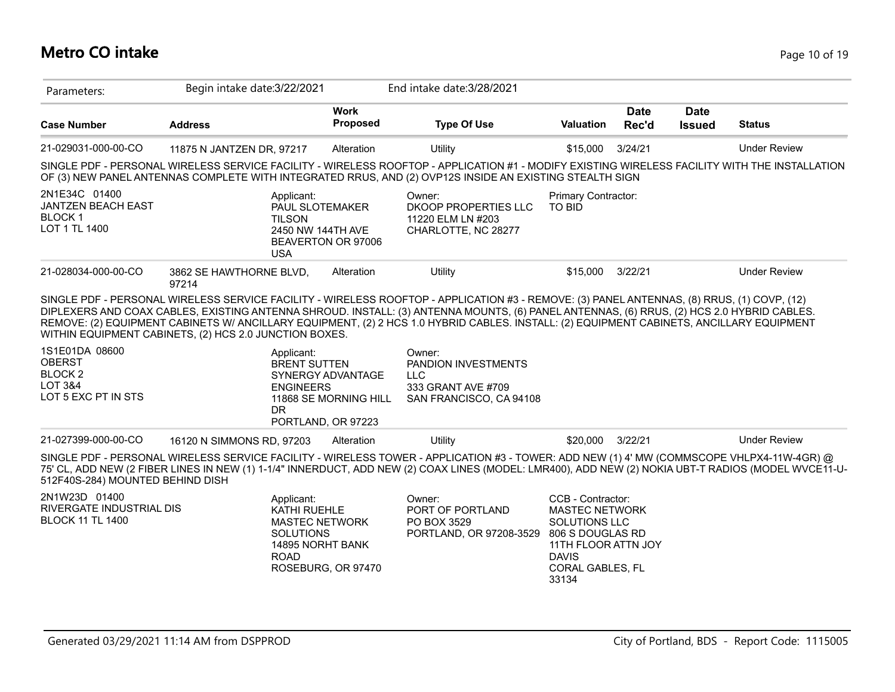# Metro CO intake

| Parameters: | Begin intake date:3/22/2021 | | End intake date:3/28/2021 | | | | |
|---|---|---|---|---|---|---|---|
| **Case Number** | **Address** | **Work Proposed** | **Type Of Use** | **Valuation** | **Date Rec'd** | **Date Issued** | **Status** |
| 21-029031-000-00-CO | 11875 N JANTZEN DR, 97217 | Alteration | Utility | $15,000 | 3/24/21 | | Under Review |

SINGLE PDF - PERSONAL WIRELESS SERVICE FACILITY - WIRELESS ROOFTOP - APPLICATION #1 - MODIFY EXISTING WIRELESS FACILITY WITH THE INSTALLATION OF (3) NEW PANEL ANTENNAS COMPLETE WITH INTEGRATED RRUS, AND (2) OVP12S INSIDE AN EXISTING STEALTH SIGN

2N1E34C 01400
JANTZEN BEACH EAST
BLOCK 1
LOT 1 TL 1400

Applicant:
PAUL SLOTEMAKER
TILSON
2450 NW 144TH AVE
BEAVERTON OR 97006
USA

Owner:
DKOOP PROPERTIES LLC
11220 ELM LN #203
CHARLOTTE, NC 28277

Primary Contractor:
TO BID

| Case Number | Address | Work Proposed | Type Of Use | Valuation | Date Rec'd | Date Issued | Status |
|---|---|---|---|---|---|---|---|
| 21-028034-000-00-CO | 3862 SE HAWTHORNE BLVD, 97214 | Alteration | Utility | $15,000 | 3/22/21 | | Under Review |

SINGLE PDF - PERSONAL WIRELESS SERVICE FACILITY - WIRELESS ROOFTOP - APPLICATION #3 - REMOVE: (3) PANEL ANTENNAS, (8) RRUS, (1) COVP, (12) DIPLEXERS AND COAX CABLES, EXISTING ANTENNA SHROUD. INSTALL: (3) ANTENNA MOUNTS, (6) PANEL ANTENNAS, (6) RRUS, (2) HCS 2.0 HYBRID CABLES. REMOVE: (2) EQUIPMENT CABINETS W/ ANCILLARY EQUIPMENT, (2) 2 HCS 1.0 HYBRID CABLES. INSTALL: (2) EQUIPMENT CABINETS, ANCILLARY EQUIPMENT WITHIN EQUIPMENT CABINETS, (2) HCS 2.0 JUNCTION BOXES.

1S1E01DA 08600
OBERST
BLOCK 2
LOT 3&4
LOT 5 EXC PT IN STS

Applicant:
BRENT SUTTEN
SYNERGY ADVANTAGE ENGINEERS
11868 SE MORNING HILL DR
PORTLAND, OR 97223

Owner:
PANDION INVESTMENTS LLC
333 GRANT AVE #709
SAN FRANCISCO, CA 94108

| Case Number | Address | Work Proposed | Type Of Use | Valuation | Date Rec'd | Date Issued | Status |
|---|---|---|---|---|---|---|---|
| 21-027399-000-00-CO | 16120 N SIMMONS RD, 97203 | Alteration | Utility | $20,000 | 3/22/21 | | Under Review |

SINGLE PDF - PERSONAL WIRELESS SERVICE FACILITY - WIRELESS TOWER - APPLICATION #3 - TOWER: ADD NEW (1) 4' MW (COMMSCOPE VHLPX4-11W-4GR) @ 75' CL, ADD NEW (2 FIBER LINES IN NEW (1) 1-1/4" INNERDUCT, ADD NEW (2) COAX LINES (MODEL: LMR400), ADD NEW (2) NOKIA UBT-T RADIOS (MODEL WVCE11-U-512F40S-284) MOUNTED BEHIND DISH

2N1W23D 01400
RIVERGATE INDUSTRIAL DIS
BLOCK 11 TL 1400

Applicant:
KATHI RUEHLE
MASTEC NETWORK SOLUTIONS
14895 NORHT BANK ROAD
ROSEBURG, OR 97470

Owner:
PORT OF PORTLAND
PO BOX 3529
PORTLAND, OR 97208-3529

CCB - Contractor:
MASTEC NETWORK SOLUTIONS LLC
806 S DOUGLAS RD
11TH FLOOR ATTN JOY DAVIS
CORAL GABLES, FL 33134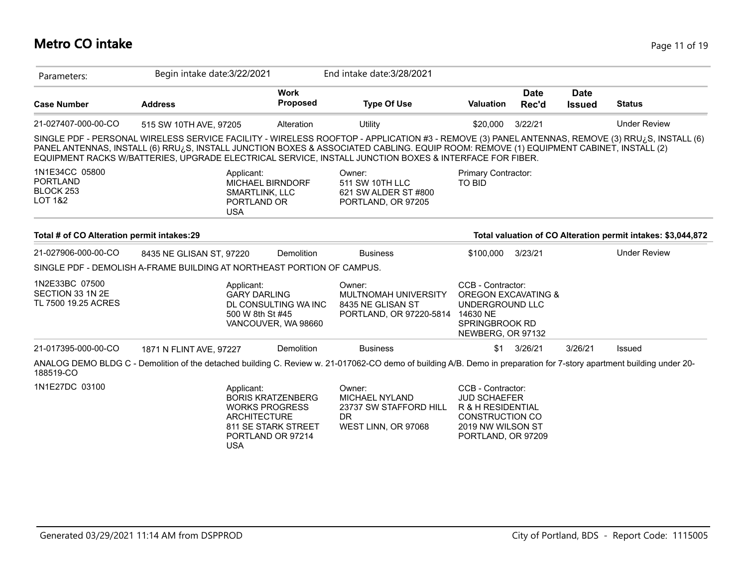# Metro CO intake

| Parameters: | Begin intake date:3/22/2021 | | End intake date:3/28/2021 | | | | |
|---|---|---|---|---|---|---|---|
| **Case Number** | **Address** | **Work Proposed** | **Type Of Use** | **Valuation** | **Date Rec'd** | **Date Issued** | **Status** |
| 21-027407-000-00-CO | 515 SW 10TH AVE, 97205 | Alteration | Utility | $20,000 | 3/22/21 | | Under Review |

SINGLE PDF - PERSONAL WIRELESS SERVICE FACILITY - WIRELESS ROOFTOP - APPLICATION #3 - REMOVE (3) PANEL ANTENNAS, REMOVE (3) RRU¿S, INSTALL (6) PANEL ANTENNAS, INSTALL (6) RRU¿S, INSTALL JUNCTION BOXES & ASSOCIATED CABLING. EQUIP ROOM: REMOVE (1) EQUIPMENT CABINET, INSTALL (2) EQUIPMENT RACKS W/BATTERIES, UPGRADE ELECTRICAL SERVICE, INSTALL JUNCTION BOXES & INTERFACE FOR FIBER.

| | | | |
|---|---|---|---|
| 1N1E34CC 05800<br>PORTLAND<br>BLOCK 253<br>LOT 1&2 | Applicant:<br>MICHAEL BIRNDORF<br>SMARTLINK, LLC<br>PORTLAND OR<br>USA | Owner:<br>511 SW 10TH LLC<br>621 SW ALDER ST #800<br>PORTLAND, OR 97205 | Primary Contractor:<br>TO BID |

**Total # of CO Alteration permit intakes:29**

**Total valuation of CO Alteration permit intakes: $3,044,872**

| Case Number | Address | Work Proposed | Type Of Use | Valuation | Date Rec'd | Date Issued | Status |
|---|---|---|---|---|---|---|---|
| 21-027906-000-00-CO | 8435 NE GLISAN ST, 97220 | Demolition | Business | $100,000 | 3/23/21 | | Under Review |

SINGLE PDF - DEMOLISH A-FRAME BUILDING AT NORTHEAST PORTION OF CAMPUS.

| | | | |
|---|---|---|---|
| 1N2E33BC 07500<br>SECTION 33 1N 2E<br>TL 7500 19.25 ACRES | Applicant:<br>GARY DARLING<br>DL CONSULTING WA INC<br>500 W 8th St #45<br>VANCOUVER, WA 98660 | Owner:<br>MULTNOMAH UNIVERSITY<br>8435 NE GLISAN ST<br>PORTLAND, OR 97220-5814 | CCB - Contractor:<br>OREGON EXCAVATING & UNDERGROUND LLC<br>14630 NE SPRINGBROOK RD<br>NEWBERG, OR 97132 |

| Case Number | Address | Work Proposed | Type Of Use | Valuation | Date Rec'd | Date Issued | Status |
|---|---|---|---|---|---|---|---|
| 21-017395-000-00-CO | 1871 N FLINT AVE, 97227 | Demolition | Business | $1 | 3/26/21 | 3/26/21 | Issued |

ANALOG DEMO BLDG C - Demolition of the detached building C. Review w. 21-017062-CO demo of building A/B. Demo in preparation for 7-story apartment building under 20-188519-CO

| | | | |
|---|---|---|---|
| 1N1E27DC 03100 | Applicant:<br>BORIS KRATZENBERG<br>WORKS PROGRESS ARCHITECTURE<br>811 SE STARK STREET<br>PORTLAND OR 97214<br>USA | Owner:<br>MICHAEL NYLAND<br>23737 SW STAFFORD HILL DR<br>WEST LINN, OR 97068 | CCB - Contractor:<br>JUD SCHAEFER<br>R & H RESIDENTIAL CONSTRUCTION CO<br>2019 NW WILSON ST<br>PORTLAND, OR 97209 |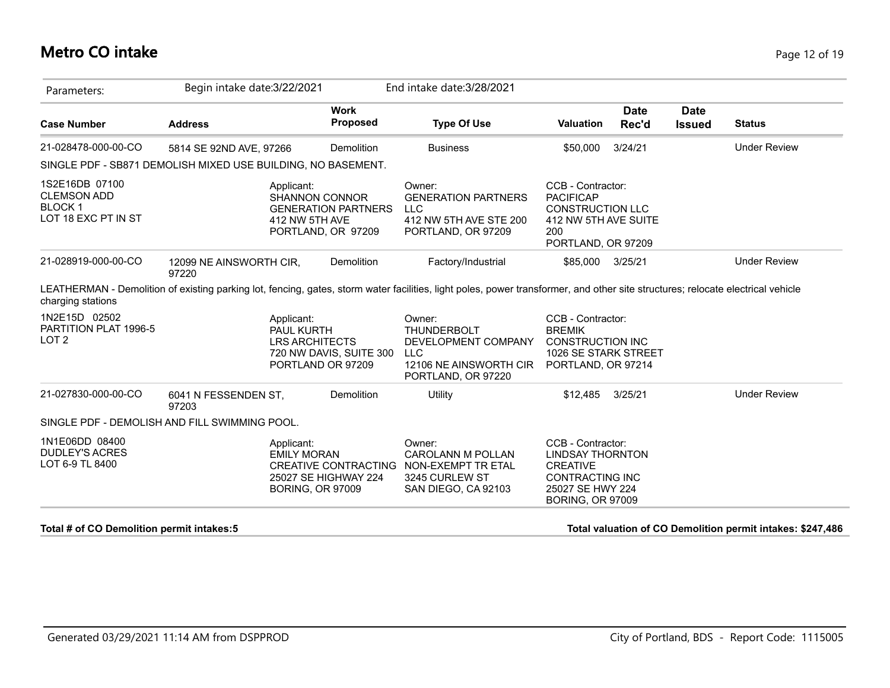# Metro CO intake

Parameters: Begin intake date:3/22/2021 End intake date:3/28/2021

| Case Number | Address | Work Proposed | Type Of Use | Valuation | Date Rec'd | Date Issued | Status |
|---|---|---|---|---|---|---|---|
| 21-028478-000-00-CO | 5814 SE 92ND AVE, 97266 | Demolition | Business | $50,000 | 3/24/21 | | Under Review |

SINGLE PDF - SB871 DEMOLISH MIXED USE BUILDING, NO BASEMENT.

| Legal Description | Applicant | Owner | CCB - Contractor |
|---|---|---|---|
| 1S2E16DB 07100 CLEMSON ADD BLOCK 1 LOT 18 EXC PT IN ST | SHANNON CONNOR GENERATION PARTNERS 412 NW 5TH AVE PORTLAND, OR 97209 | GENERATION PARTNERS LLC 412 NW 5TH AVE STE 200 PORTLAND, OR 97209 | PACIFICAP CONSTRUCTION LLC 412 NW 5TH AVE SUITE 200 PORTLAND, OR 97209 |

| Case Number | Address | Work Proposed | Type Of Use | Valuation | Date Rec'd | Date Issued | Status |
|---|---|---|---|---|---|---|---|
| 21-028919-000-00-CO | 12099 NE AINSWORTH CIR, 97220 | Demolition | Factory/Industrial | $85,000 | 3/25/21 | | Under Review |

LEATHERMAN - Demolition of existing parking lot, fencing, gates, storm water facilities, light poles, power transformer, and other site structures; relocate electrical vehicle charging stations

| Legal Description | Applicant | Owner | CCB - Contractor |
|---|---|---|---|
| 1N2E15D 02502 PARTITION PLAT 1996-5 LOT 2 | PAUL KURTH LRS ARCHITECTS 720 NW DAVIS, SUITE 300 PORTLAND OR 97209 | THUNDERBOLT DEVELOPMENT COMPANY LLC 12106 NE AINSWORTH CIR PORTLAND, OR 97220 | BREMIK CONSTRUCTION INC 1026 SE STARK STREET PORTLAND, OR 97214 |

| Case Number | Address | Work Proposed | Type Of Use | Valuation | Date Rec'd | Date Issued | Status |
|---|---|---|---|---|---|---|---|
| 21-027830-000-00-CO | 6041 N FESSENDEN ST, 97203 | Demolition | Utility | $12,485 | 3/25/21 | | Under Review |

SINGLE PDF - DEMOLISH AND FILL SWIMMING POOL.

| Legal Description | Applicant | Owner | CCB - Contractor |
|---|---|---|---|
| 1N1E06DD 08400 DUDLEY'S ACRES LOT 6-9 TL 8400 | EMILY MORAN CREATIVE CONTRACTING 25027 SE HIGHWAY 224 BORING, OR 97009 | CAROLANN M POLLAN NON-EXEMPT TR ETAL 3245 CURLEW ST SAN DIEGO, CA 92103 | LINDSAY THORNTON CREATIVE CONTRACTING INC 25027 SE HWY 224 BORING, OR 97009 |

**Total # of CO Demolition permit intakes:5**

**Total valuation of CO Demolition permit intakes: $247,486**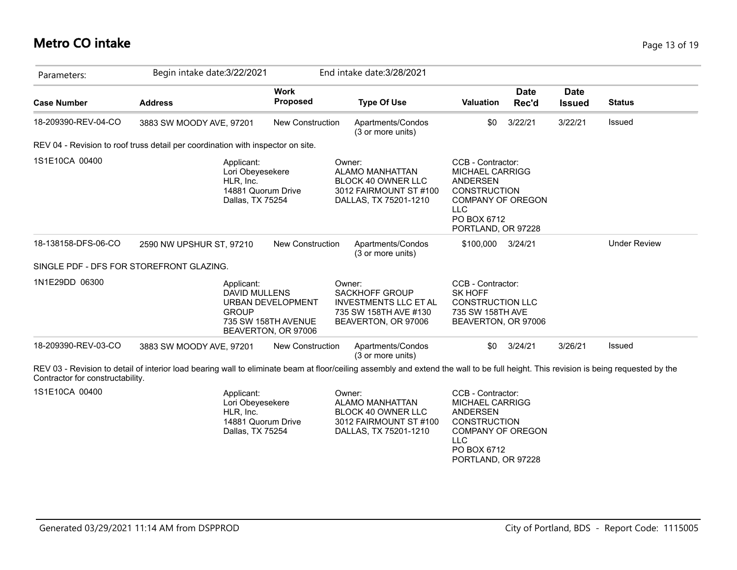# Metro CO intake

Parameters: Begin intake date:3/22/2021 End intake date:3/28/2021

| Case Number | Address | Work Proposed | Type Of Use | Valuation | Date Rec'd | Date Issued | Status |
|---|---|---|---|---|---|---|---|
| 18-209390-REV-04-CO | 3883 SW MOODY AVE, 97201 | New Construction | Apartments/Condos (3 or more units) | $0 | 3/22/21 | 3/22/21 | Issued |

REV 04 - Revision to roof truss detail per coordination with inspector on site.

1S1E10CA 00400

Applicant:
Lori Obeyesekere
HLR, Inc.
14881 Quorum Drive
Dallas, TX 75254

Owner:
ALAMO MANHATTAN
BLOCK 40 OWNER LLC
3012 FAIRMOUNT ST #100
DALLAS, TX 75201-1210

CCB - Contractor:
MICHAEL CARRIGG
ANDERSEN
CONSTRUCTION
COMPANY OF OREGON
LLC
PO BOX 6712
PORTLAND, OR 97228

| Case Number | Address | Work Proposed | Type Of Use | Valuation | Date Rec'd | Date Issued | Status |
|---|---|---|---|---|---|---|---|
| 18-138158-DFS-06-CO | 2590 NW UPSHUR ST, 97210 | New Construction | Apartments/Condos (3 or more units) | $100,000 | 3/24/21 | | Under Review |

SINGLE PDF - DFS FOR STOREFRONT GLAZING.

1N1E29DD 06300

Applicant:
DAVID MULLENS
URBAN DEVELOPMENT
GROUP
735 SW 158TH AVENUE
BEAVERTON, OR 97006

Owner:
SACKHOFF GROUP
INVESTMENTS LLC ET AL
735 SW 158TH AVE #130
BEAVERTON, OR 97006

CCB - Contractor:
SK HOFF
CONSTRUCTION LLC
735 SW 158TH AVE
BEAVERTON, OR 97006

| Case Number | Address | Work Proposed | Type Of Use | Valuation | Date Rec'd | Date Issued | Status |
|---|---|---|---|---|---|---|---|
| 18-209390-REV-03-CO | 3883 SW MOODY AVE, 97201 | New Construction | Apartments/Condos (3 or more units) | $0 | 3/24/21 | 3/26/21 | Issued |

REV 03 - Revision to detail of interior load bearing wall to eliminate beam at floor/ceiling assembly and extend the wall to be full height. This revision is being requested by the Contractor for constructability.

1S1E10CA 00400

Applicant:
Lori Obeyesekere
HLR, Inc.
14881 Quorum Drive
Dallas, TX 75254

Owner:
ALAMO MANHATTAN
BLOCK 40 OWNER LLC
3012 FAIRMOUNT ST #100
DALLAS, TX 75201-1210

CCB - Contractor:
MICHAEL CARRIGG
ANDERSEN
CONSTRUCTION
COMPANY OF OREGON
LLC
PO BOX 6712
PORTLAND, OR 97228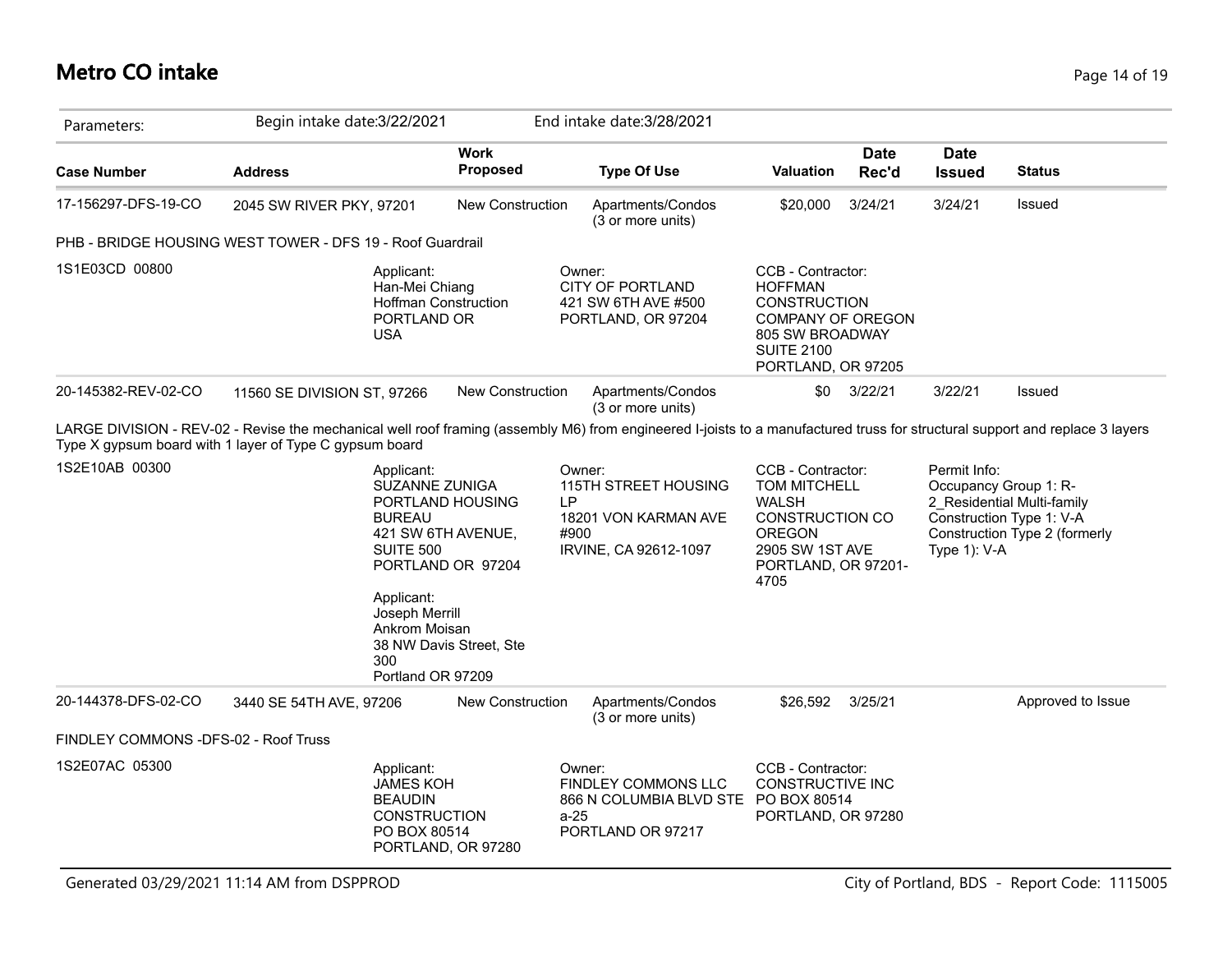# Metro CO intake

| Parameters: | Begin intake date:3/22/2021 | | End intake date:3/28/2021 | | | | |
|---|---|---|---|---|---|---|---|
| **Case Number** | **Address** | **Work Proposed** | **Type Of Use** | **Valuation** | **Date Rec'd** | **Date Issued** | **Status** |
| 17-156297-DFS-19-CO | 2045 SW RIVER PKY, 97201 | New Construction | Apartments/Condos (3 or more units) | $20,000 | 3/24/21 | 3/24/21 | Issued |

PHB - BRIDGE HOUSING WEST TOWER - DFS 19 - Roof Guardrail

1S1E03CD 00800

Applicant:
Han-Mei Chiang
Hoffman Construction
PORTLAND OR
USA

Owner:
CITY OF PORTLAND
421 SW 6TH AVE #500
PORTLAND, OR 97204

CCB - Contractor:
HOFFMAN CONSTRUCTION COMPANY OF OREGON
805 SW BROADWAY
SUITE 2100
PORTLAND, OR 97205

| Case Number | Address | Work Proposed | Type Of Use | Valuation | Date Rec'd | Date Issued | Status |
|---|---|---|---|---|---|---|---|
| 20-145382-REV-02-CO | 11560 SE DIVISION ST, 97266 | New Construction | Apartments/Condos (3 or more units) | $0 | 3/22/21 | 3/22/21 | Issued |

LARGE DIVISION - REV-02 - Revise the mechanical well roof framing (assembly M6) from engineered I-joists to a manufactured truss for structural support and replace 3 layers Type X gypsum board with 1 layer of Type C gypsum board

1S2E10AB 00300

Applicant:
SUZANNE ZUNIGA
PORTLAND HOUSING BUREAU
421 SW 6TH AVENUE, SUITE 500
PORTLAND OR 97204

Applicant:
Joseph Merrill
Ankrom Moisan
38 NW Davis Street, Ste 300
Portland OR 97209

Owner:
115TH STREET HOUSING LP
18201 VON KARMAN AVE #900
IRVINE, CA 92612-1097

CCB - Contractor:
TOM MITCHELL
WALSH CONSTRUCTION CO OREGON
2905 SW 1ST AVE
PORTLAND, OR 97201-4705

Permit Info:
Occupancy Group 1: R-2_Residential Multi-family
Construction Type 1: V-A
Construction Type 2 (formerly Type 1): V-A

| Case Number | Address | Work Proposed | Type Of Use | Valuation | Date Rec'd | Date Issued | Status |
|---|---|---|---|---|---|---|---|
| 20-144378-DFS-02-CO | 3440 SE 54TH AVE, 97206 | New Construction | Apartments/Condos (3 or more units) | $26,592 | 3/25/21 | | Approved to Issue |

FINDLEY COMMONS -DFS-02 - Roof Truss

1S2E07AC 05300

Applicant:
JAMES KOH
BEAUDIN CONSTRUCTION
PO BOX 80514
PORTLAND, OR 97280

Owner:
FINDLEY COMMONS LLC
866 N COLUMBIA BLVD STE a-25
PORTLAND OR 97217

CCB - Contractor:
CONSTRUCTIVE INC
PO BOX 80514
PORTLAND, OR 97280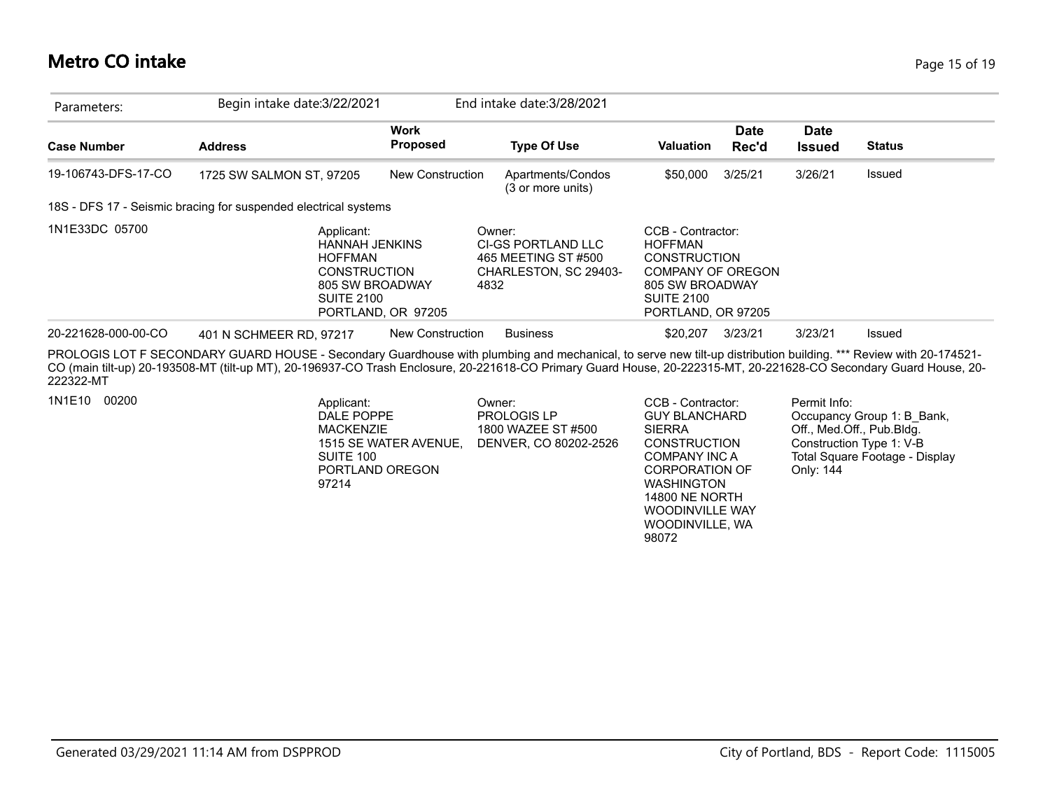# Metro CO intake

| Parameters: | Begin intake date:3/22/2021 | | End intake date:3/28/2021 | | | | |
|---|---|---|---|---|---|---|---|
| **Case Number** | **Address** | **Work Proposed** | **Type Of Use** | **Valuation** | **Date Rec'd** | **Date Issued** | **Status** |
| 19-106743-DFS-17-CO | 1725 SW SALMON ST, 97205 | New Construction | Apartments/Condos (3 or more units) | $50,000 | 3/25/21 | 3/26/21 | Issued |

18S - DFS 17 - Seismic bracing for suspended electrical systems

1N1E33DC 05700

Applicant:
HANNAH JENKINS
HOFFMAN CONSTRUCTION
805 SW BROADWAY SUITE 2100
PORTLAND, OR 97205

Owner:
CI-GS PORTLAND LLC
465 MEETING ST #500
CHARLESTON, SC 29403-4832

CCB - Contractor:
HOFFMAN CONSTRUCTION COMPANY OF OREGON
805 SW BROADWAY
SUITE 2100
PORTLAND, OR 97205

| **Case Number** | **Address** | **Work Proposed** | **Type Of Use** | **Valuation** | **Date Rec'd** | **Date Issued** | **Status** |
|---|---|---|---|---|---|---|---|
| 20-221628-000-00-CO | 401 N SCHMEER RD, 97217 | New Construction | Business | $20,207 | 3/23/21 | 3/23/21 | Issued |

PROLOGIS LOT F SECONDARY GUARD HOUSE - Secondary Guardhouse with plumbing and mechanical, to serve new tilt-up distribution building. *** Review with 20-174521-CO (main tilt-up) 20-193508-MT (tilt-up MT), 20-196937-CO Trash Enclosure, 20-221618-CO Primary Guard House, 20-222315-MT, 20-221628-CO Secondary Guard House, 20-222322-MT

1N1E10 00200

Applicant:
DALE POPPE
MACKENZIE
1515 SE WATER AVENUE, SUITE 100
PORTLAND OREGON 97214

Owner:
PROLOGIS LP
1800 WAZEE ST #500
DENVER, CO 80202-2526

CCB - Contractor:
GUY BLANCHARD
SIERRA CONSTRUCTION COMPANY INC A CORPORATION OF WASHINGTON
14800 NE NORTH WOODINVILLE WAY
WOODINVILLE, WA 98072

Permit Info:
Occupancy Group 1: B_Bank, Off., Med.Off., Pub.Bldg.
Construction Type 1: V-B
Total Square Footage - Display Only: 144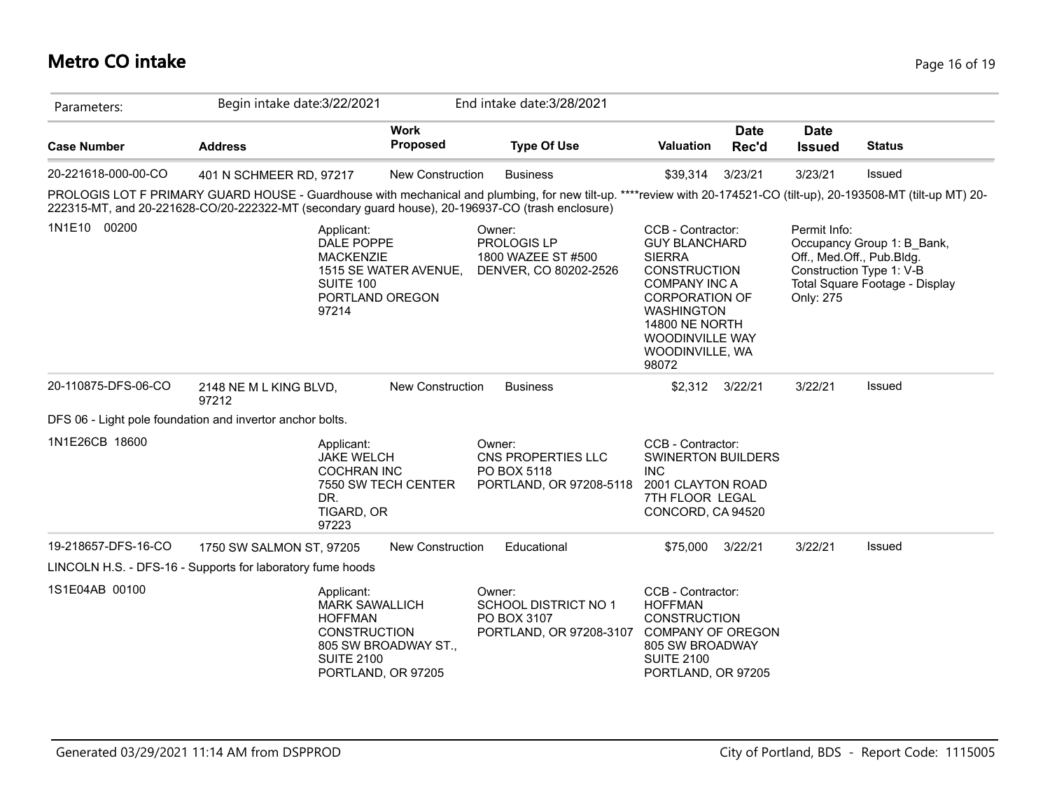# Metro CO intake

Parameters: Begin intake date:3/22/2021 End intake date:3/28/2021

| Case Number | Address | Work Proposed | Type Of Use | Valuation | Date Rec'd | Date Issued | Status |
|---|---|---|---|---|---|---|---|
| 20-221618-000-00-CO | 401 N SCHMEER RD, 97217 | New Construction | Business | $39,314 | 3/23/21 | 3/23/21 | Issued |

PROLOGIS LOT F PRIMARY GUARD HOUSE - Guardhouse with mechanical and plumbing, for new tilt-up. ****review with 20-174521-CO (tilt-up), 20-193508-MT (tilt-up MT) 20-222315-MT, and 20-221628-CO/20-222322-MT (secondary guard house), 20-196937-CO (trash enclosure)

1N1E10 00200

Applicant: DALE POPPE MACKENZIE 1515 SE WATER AVENUE, SUITE 100 PORTLAND OREGON 97214

Owner: PROLOGIS LP 1800 WAZEE ST #500 DENVER, CO 80202-2526

CCB - Contractor: GUY BLANCHARD SIERRA CONSTRUCTION COMPANY INC A CORPORATION OF WASHINGTON 14800 NE NORTH WOODINVILLE WAY WOODINVILLE, WA 98072

Permit Info: Occupancy Group 1: B_Bank, Off., Med.Off., Pub.Bldg. Construction Type 1: V-B Total Square Footage - Display Only: 275

| Case Number | Address | Work Proposed | Type Of Use | Valuation | Date Rec'd | Date Issued | Status |
|---|---|---|---|---|---|---|---|
| 20-110875-DFS-06-CO | 2148 NE M L KING BLVD, 97212 | New Construction | Business | $2,312 | 3/22/21 | 3/22/21 | Issued |

DFS 06 - Light pole foundation and invertor anchor bolts.

1N1E26CB 18600

Applicant: JAKE WELCH COCHRAN INC 7550 SW TECH CENTER DR. TIGARD, OR 97223

Owner: CNS PROPERTIES LLC PO BOX 5118 PORTLAND, OR 97208-5118

CCB - Contractor: SWINERTON BUILDERS INC 2001 CLAYTON ROAD 7TH FLOOR LEGAL CONCORD, CA 94520

| Case Number | Address | Work Proposed | Type Of Use | Valuation | Date Rec'd | Date Issued | Status |
|---|---|---|---|---|---|---|---|
| 19-218657-DFS-16-CO | 1750 SW SALMON ST, 97205 | New Construction | Educational | $75,000 | 3/22/21 | 3/22/21 | Issued |

LINCOLN H.S. - DFS-16 - Supports for laboratory fume hoods

1S1E04AB 00100

Applicant: MARK SAWALLICH HOFFMAN CONSTRUCTION 805 SW BROADWAY ST., SUITE 2100 PORTLAND, OR 97205

Owner: SCHOOL DISTRICT NO 1 PO BOX 3107 PORTLAND, OR 97208-3107

CCB - Contractor: HOFFMAN CONSTRUCTION COMPANY OF OREGON 805 SW BROADWAY SUITE 2100 PORTLAND, OR 97205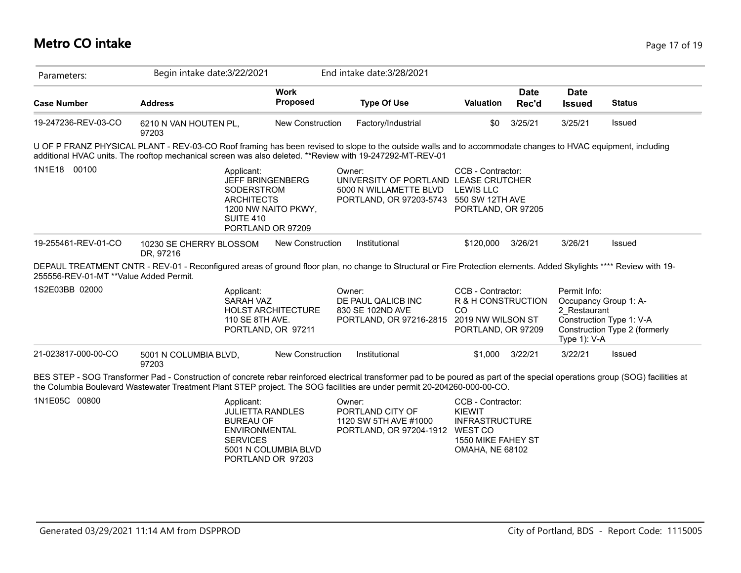# Metro CO intake

Parameters: Begin intake date:3/22/2021 End intake date:3/28/2021

| Case Number | Address | Work Proposed | Type Of Use | Valuation | Date Rec'd | Date Issued | Status |
|---|---|---|---|---|---|---|---|
| 19-247236-REV-03-CO | 6210 N VAN HOUTEN PL, 97203 | New Construction | Factory/Industrial | $0 | 3/25/21 | 3/25/21 | Issued |

U OF P FRANZ PHYSICAL PLANT - REV-03-CO Roof framing has been revised to slope to the outside walls and to accommodate changes to HVAC equipment, including additional HVAC units. The rooftop mechanical screen was also deleted. **Review with 19-247292-MT-REV-01

1N1E18 00100

Applicant:
JEFF BRINGENBERG
SODERSTROM ARCHITECTS
1200 NW NAITO PKWY, SUITE 410
PORTLAND OR 97209

Owner:
UNIVERSITY OF PORTLAND
5000 N WILLAMETTE BLVD
PORTLAND, OR 97203-5743

CCB - Contractor:
LEASE CRUTCHER LEWIS LLC
550 SW 12TH AVE
PORTLAND, OR 97205

| Case Number | Address | Work Proposed | Type Of Use | Valuation | Date Rec'd | Date Issued | Status |
|---|---|---|---|---|---|---|---|
| 19-255461-REV-01-CO | 10230 SE CHERRY BLOSSOM DR, 97216 | New Construction | Institutional | $120,000 | 3/26/21 | 3/26/21 | Issued |

DEPAUL TREATMENT CNTR - REV-01 - Reconfigured areas of ground floor plan, no change to Structural or Fire Protection elements. Added Skylights **** Review with 19-255556-REV-01-MT **Value Added Permit.

1S2E03BB 02000

Applicant:
SARAH VAZ
HOLST ARCHITECTURE
110 SE 8TH AVE.
PORTLAND, OR 97211

Owner:
DE PAUL QALICB INC
830 SE 102ND AVE
PORTLAND, OR 97216-2815

CCB - Contractor:
R & H CONSTRUCTION CO
2019 NW WILSON ST
PORTLAND, OR 97209

Permit Info:
Occupancy Group 1: A-2_Restaurant
Construction Type 1: V-A
Construction Type 2 (formerly Type 1): V-A

| Case Number | Address | Work Proposed | Type Of Use | Valuation | Date Rec'd | Date Issued | Status |
|---|---|---|---|---|---|---|---|
| 21-023817-000-00-CO | 5001 N COLUMBIA BLVD, 97203 | New Construction | Institutional | $1,000 | 3/22/21 | 3/22/21 | Issued |

BES STEP - SOG Transformer Pad - Construction of concrete rebar reinforced electrical transformer pad to be poured as part of the special operations group (SOG) facilities at the Columbia Boulevard Wastewater Treatment Plant STEP project. The SOG facilities are under permit 20-204260-000-00-CO.

1N1E05C 00800

Applicant:
JULIETTA RANDLES
BUREAU OF ENVIRONMENTAL SERVICES
5001 N COLUMBIA BLVD
PORTLAND OR 97203

Owner:
PORTLAND CITY OF
1120 SW 5TH AVE #1000
PORTLAND, OR 97204-1912

CCB - Contractor:
KIEWIT INFRASTRUCTURE WEST CO
1550 MIKE FAHEY ST
OMAHA, NE 68102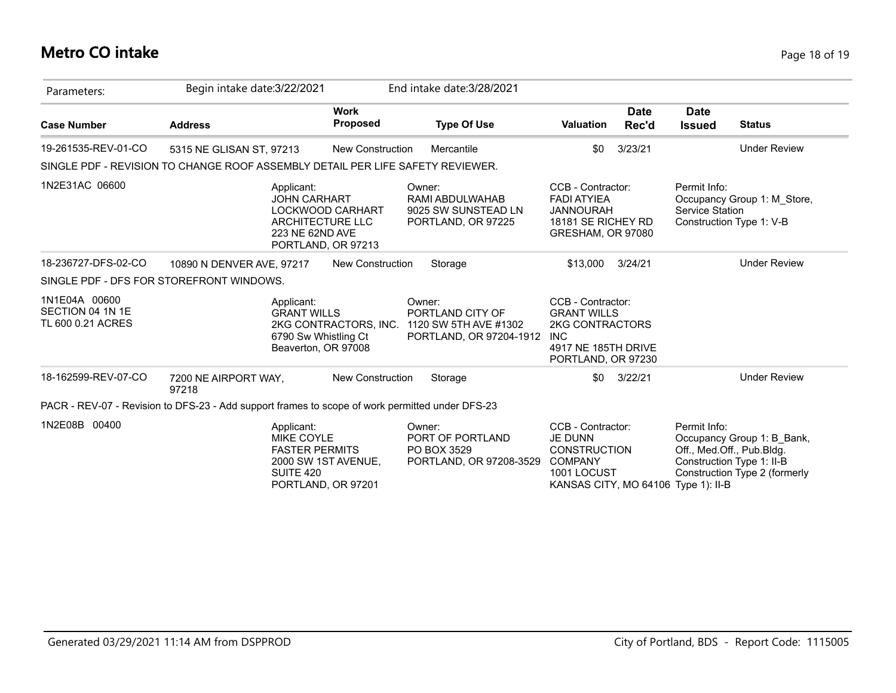# Metro CO intake

Parameters: Begin intake date:3/22/2021 End intake date:3/28/2021

| Case Number | Address | Work Proposed | Type Of Use | Valuation | Date Rec'd | Date Issued | Status |
|---|---|---|---|---|---|---|---|
| 19-261535-REV-01-CO | 5315 NE GLISAN ST, 97213 | New Construction | Mercantile | $0 | 3/23/21 | | Under Review |

SINGLE PDF - REVISION TO CHANGE ROOF ASSEMBLY DETAIL PER LIFE SAFETY REVIEWER.

1N2E31AC 06600

Applicant:
JOHN CARHART
LOCKWOOD CARHART ARCHITECTURE LLC
223 NE 62ND AVE
PORTLAND, OR 97213

Owner:
RAMI ABDULWAHAB
9025 SW SUNSTEAD LN
PORTLAND, OR 97225

CCB - Contractor:
FADI ATYIEA JANNOURAH
18181 SE RICHEY RD
GRESHAM, OR 97080

Permit Info:
Occupancy Group 1: M_Store, Service Station
Construction Type 1: V-B

| Case Number | Address | Work Proposed | Type Of Use | Valuation | Date Rec'd | Date Issued | Status |
|---|---|---|---|---|---|---|---|
| 18-236727-DFS-02-CO | 10890 N DENVER AVE, 97217 | New Construction | Storage | $13,000 | 3/24/21 | | Under Review |

SINGLE PDF - DFS FOR STOREFRONT WINDOWS.

1N1E04A 00600
SECTION 04 1N 1E
TL 600 0.21 ACRES

Applicant:
GRANT WILLS
2KG CONTRACTORS, INC.
6790 Sw Whistling Ct
Beaverton, OR 97008

Owner:
PORTLAND CITY OF
1120 SW 5TH AVE #1302
PORTLAND, OR 97204-1912

CCB - Contractor:
GRANT WILLS
2KG CONTRACTORS INC
4917 NE 185TH DRIVE
PORTLAND, OR 97230

| Case Number | Address | Work Proposed | Type Of Use | Valuation | Date Rec'd | Date Issued | Status |
|---|---|---|---|---|---|---|---|
| 18-162599-REV-07-CO | 7200 NE AIRPORT WAY, 97218 | New Construction | Storage | $0 | 3/22/21 | | Under Review |

PACR - REV-07 - Revision to DFS-23 - Add support frames to scope of work permitted under DFS-23

1N2E08B 00400

Applicant:
MIKE COYLE
FASTER PERMITS
2000 SW 1ST AVENUE, SUITE 420
PORTLAND, OR 97201

Owner:
PORT OF PORTLAND
PO BOX 3529
PORTLAND, OR 97208-3529

CCB - Contractor:
JE DUNN CONSTRUCTION COMPANY
1001 LOCUST
KANSAS CITY, MO 64106

Permit Info:
Occupancy Group 1: B_Bank, Off., Med.Off., Pub.Bldg.
Construction Type 1: II-B
Construction Type 2 (formerly Type 1): II-B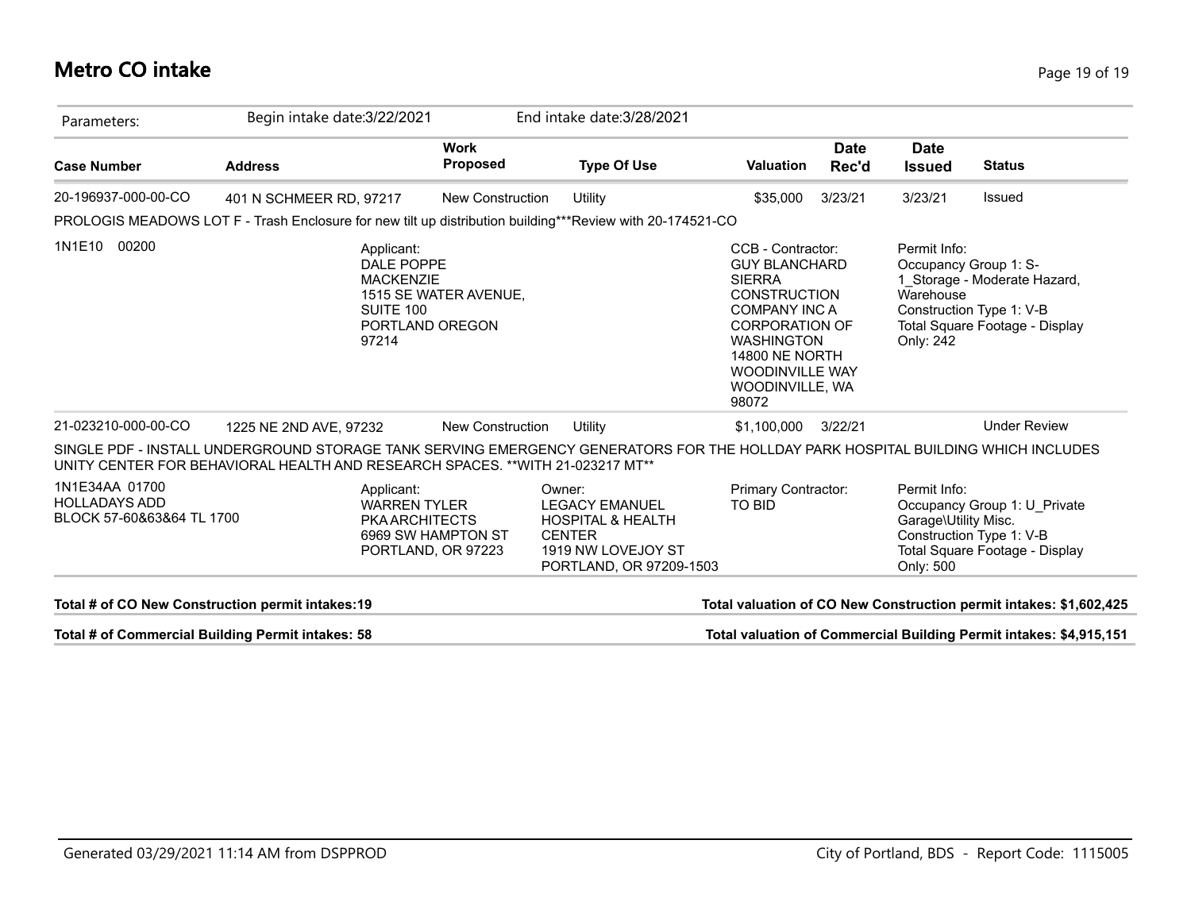# Metro CO intake

| Parameters: | Begin intake date:3/22/2021 | | End intake date:3/28/2021 | | | | |
|---|---|---|---|---|---|---|---|
| **Case Number** | **Address** | **Work Proposed** | **Type Of Use** | **Valuation** | **Date Rec'd** | **Date Issued** | **Status** |
| 20-196937-000-00-CO | 401 N SCHMEER RD, 97217 | New Construction | Utility | $35,000 | 3/23/21 | 3/23/21 | Issued |

PROLOGIS MEADOWS LOT F - Trash Enclosure for new tilt up distribution building***Review with 20-174521-CO

1N1E10 00200

Applicant:
DALE POPPE
MACKENZIE
1515 SE WATER AVENUE, SUITE 100
PORTLAND OREGON 97214

CCB - Contractor:
GUY BLANCHARD
SIERRA CONSTRUCTION COMPANY INC A CORPORATION OF WASHINGTON
14800 NE NORTH WOODINVILLE WAY
WOODINVILLE, WA 98072

Permit Info:
Occupancy Group 1: S-1_Storage - Moderate Hazard, Warehouse
Construction Type 1: V-B
Total Square Footage - Display Only: 242

| **Case Number** | **Address** | **Work Proposed** | **Type Of Use** | **Valuation** | **Date Rec'd** | **Date Issued** | **Status** |
|---|---|---|---|---|---|---|---|
| 21-023210-000-00-CO | 1225 NE 2ND AVE, 97232 | New Construction | Utility | $1,100,000 | 3/22/21 | | Under Review |

SINGLE PDF - INSTALL UNDERGROUND STORAGE TANK SERVING EMERGENCY GENERATORS FOR THE HOLLDAY PARK HOSPITAL BUILDING WHICH INCLUDES UNITY CENTER FOR BEHAVIORAL HEALTH AND RESEARCH SPACES. **WITH 21-023217 MT**

1N1E34AA 01700
HOLLADAYS ADD
BLOCK 57-60&63&64 TL 1700

Applicant:
WARREN TYLER
PKA ARCHITECTS
6969 SW HAMPTON ST
PORTLAND, OR 97223

Owner:
LEGACY EMANUEL HOSPITAL & HEALTH CENTER
1919 NW LOVEJOY ST
PORTLAND, OR 97209-1503

Primary Contractor:
TO BID

Permit Info:
Occupancy Group 1: U_Private Garage\Utility Misc.
Construction Type 1: V-B
Total Square Footage - Display Only: 500

**Total # of CO New Construction permit intakes:19** — **Total valuation of CO New Construction permit intakes: $1,602,425**

**Total # of Commercial Building Permit intakes: 58** — **Total valuation of Commercial Building Permit intakes: $4,915,151**

Generated 03/29/2021 11:14 AM from DSPPROD — City of Portland, BDS - Report Code: 1115005